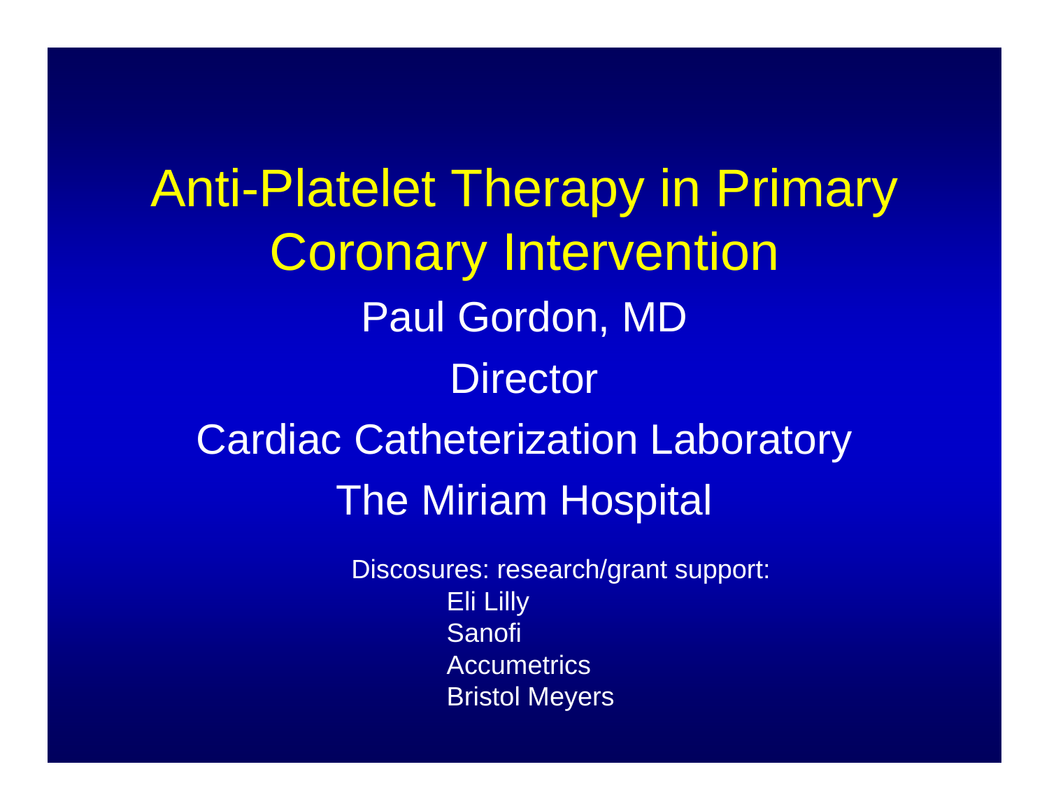# Anti-Platelet Therapy in Primary Coronary Intervention

Paul Gordon, MD

Director

Cardiac Catheterization Laboratory

The Miriam Hospital

Discosures: research/grant support:

- Eli Lilly
- Sanofi
- Accumetrics
- Bristol Meyers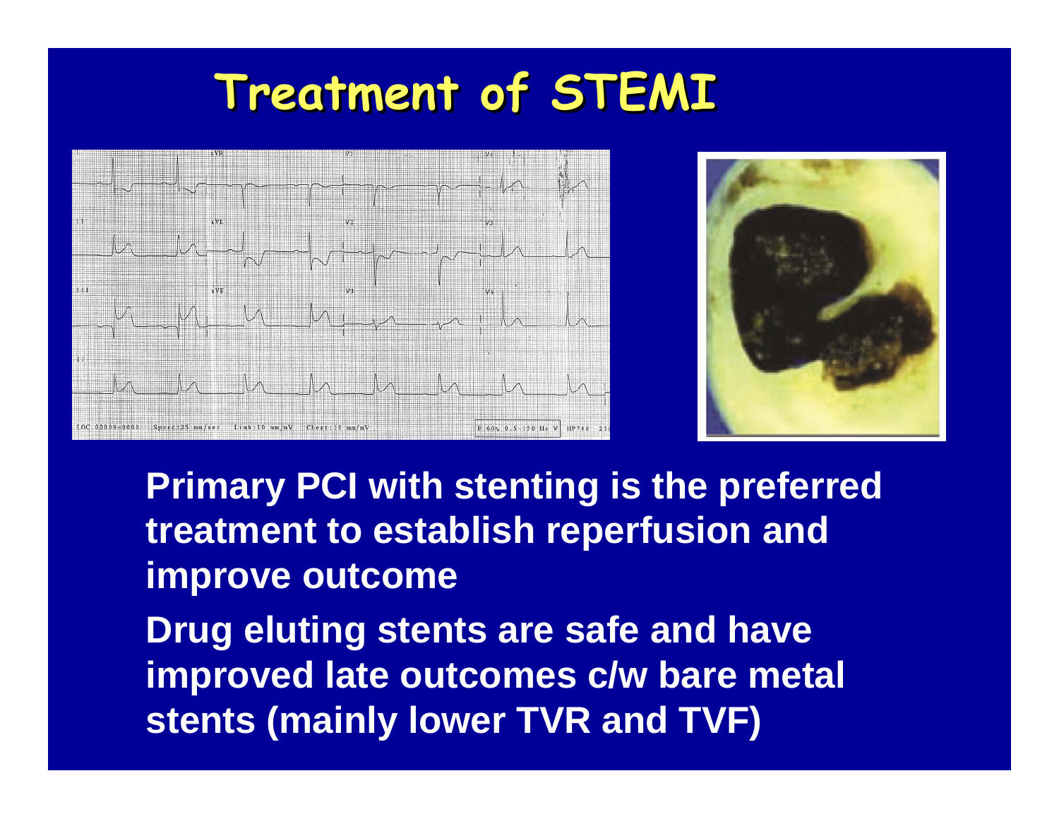# Treatment of STEMI

Primary PCI with stenting is the preferred treatment to establish reperfusion and improve outcome

Drug eluting stents are safe and have improved late outcomes c/w bare metal stents (mainly lower TVR and TVF)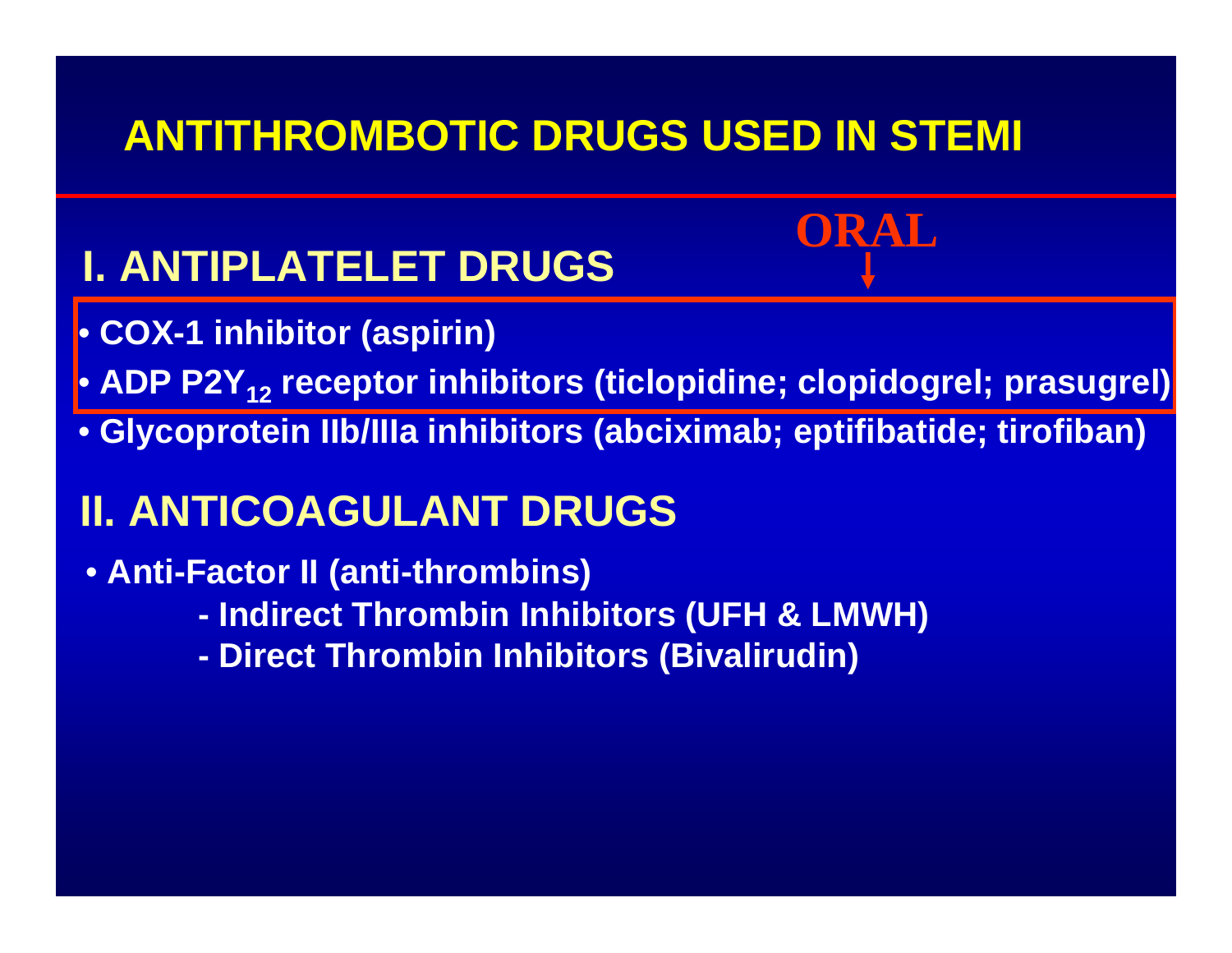# ANTITHROMBOTIC DRUGS USED IN STEMI

## I. ANTIPLATELET DRUGS

ORAL

- **COX-1 inhibitor (aspirin)**
- **ADP $P2Y_{12}$ receptor inhibitors (ticlopidine; clopidogrel; prasugrel)**
- **Glycoprotein IIb/IIIa inhibitors (abciximab; eptifibatide; tirofiban)**

## II. ANTICOAGULANT DRUGS

- **Anti-Factor II (anti-thrombins)**
  - **Indirect Thrombin Inhibitors (UFH & LMWH)**
  - **Direct Thrombin Inhibitors (Bivalirudin)**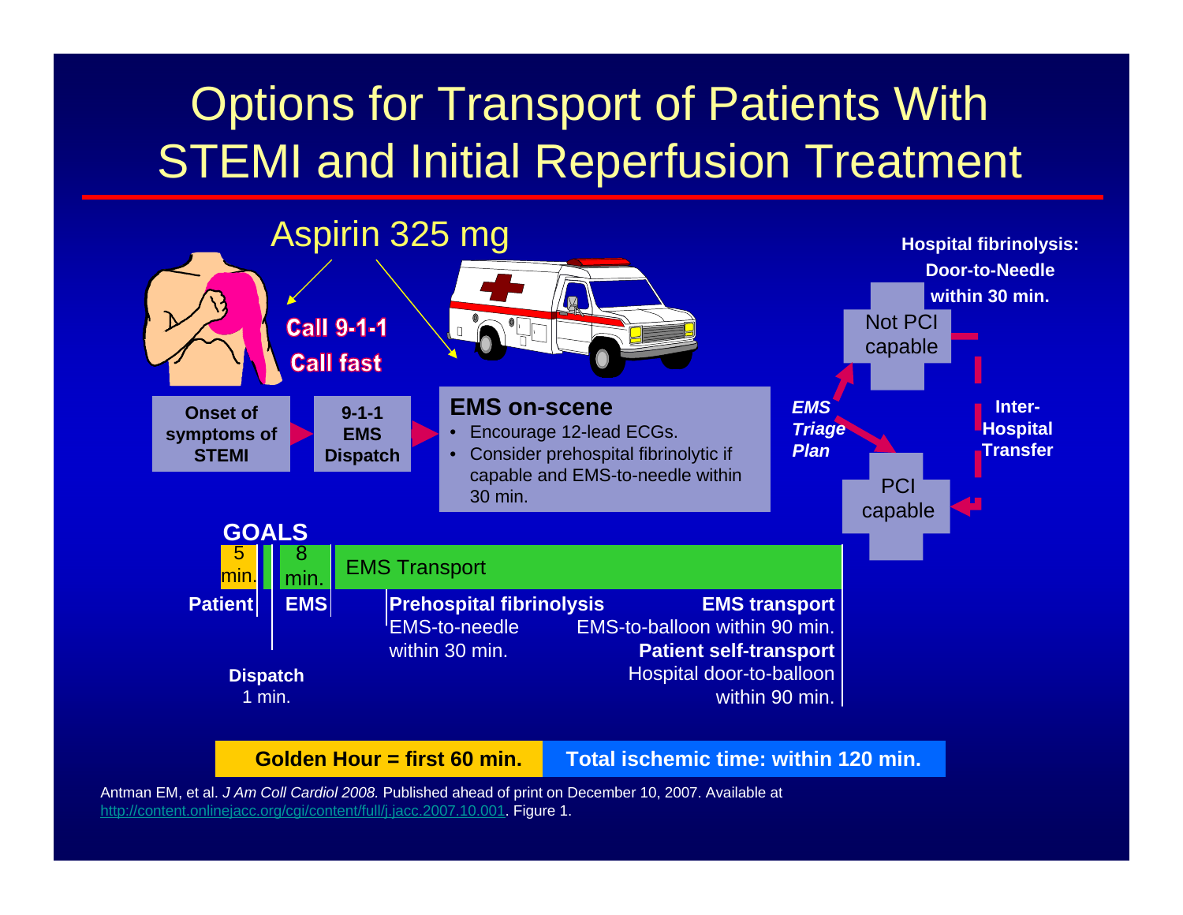# Options for Transport of Patients With STEMI and Initial Reperfusion Treatment

Aspirin 325 mg

Call 9-1-1
Call fast

**Onset of symptoms of STEMI** → **9-1-1 EMS Dispatch** →

**EMS on-scene**

- Encourage 12-lead ECGs.
- Consider prehospital fibrinolytic if capable and EMS-to-needle within 30 min.

***EMS Triage Plan***

Not PCI capable

**Hospital fibrinolysis: Door-to-Needle within 30 min.**

**Inter-Hospital Transfer**

PCI capable

**GOALS**

| 5 min. | | 8 min. | EMS Transport |
|---|---|---|---|
| **Patient** | | **EMS** | |

**Dispatch**
1 min.

**Prehospital fibrinolysis**
EMS-to-needle within 30 min.

**EMS transport**
EMS-to-balloon within 90 min.

**Patient self-transport**
Hospital door-to-balloon within 90 min.

**Golden Hour = first 60 min.** **Total ischemic time: within 120 min.**

Antman EM, et al. *J Am Coll Cardiol 2008.* Published ahead of print on December 10, 2007. Available at http://content.onlinejacc.org/cgi/content/full/j.jacc.2007.10.001. Figure 1.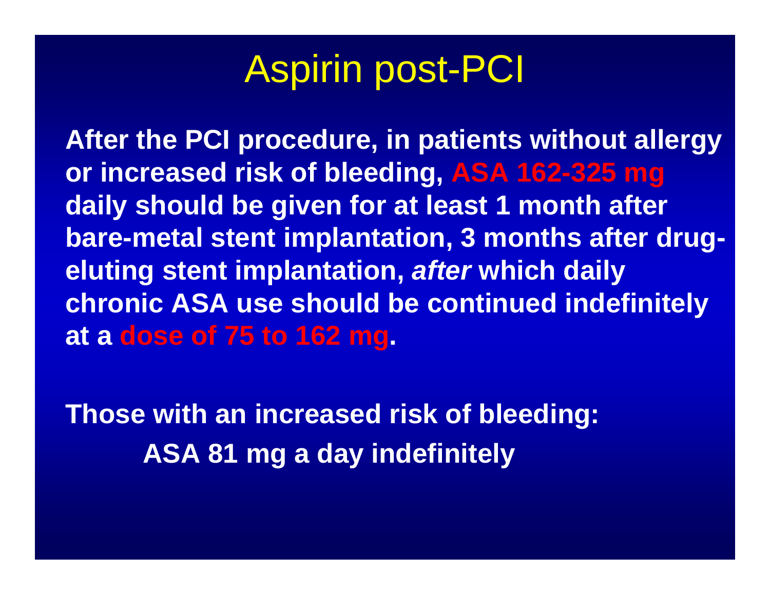# Aspirin post-PCI

**After the PCI procedure, in patients without allergy or increased risk of bleeding, ASA 162-325 mg daily should be given for at least 1 month after bare-metal stent implantation, 3 months after drug-eluting stent implantation, *after* which daily chronic ASA use should be continued indefinitely at a dose of 75 to 162 mg.**

**Those with an increased risk of bleeding:**

**ASA 81 mg a day indefinitely**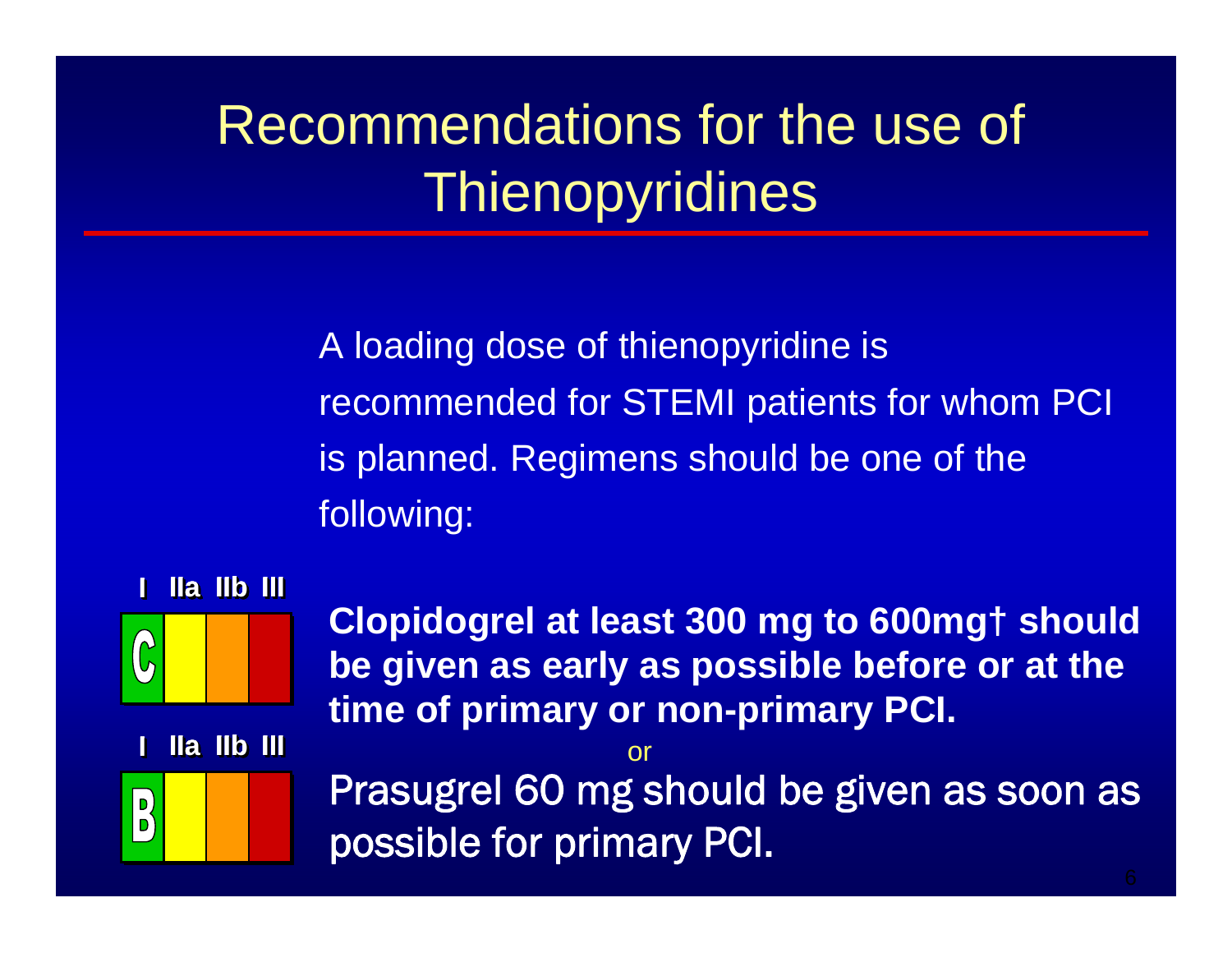# Recommendations for the use of Thienopyridines

A loading dose of thienopyridine is recommended for STEMI patients for whom PCI is planned. Regimens should be one of the following:

| I | IIa | IIb | III |
|---|---|---|---|
| C | | | |

**Clopidogrel at least 300 mg to 600mg† should be given as early as possible before or at the time of primary or non-primary PCI.**

or

| I | IIa | IIb | III |
|---|---|---|---|
| B | | | |

Prasugrel 60 mg should be given as soon as possible for primary PCI.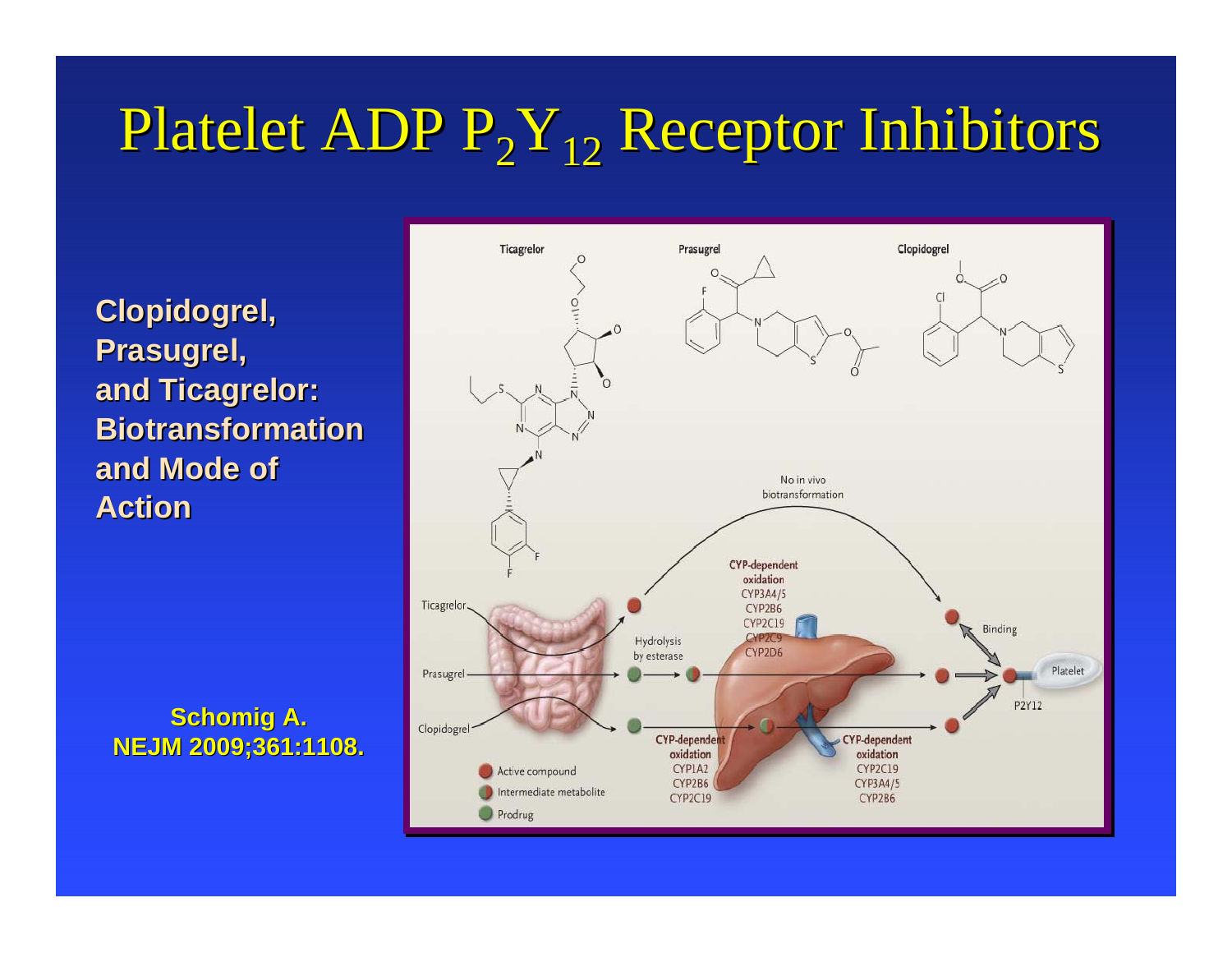# Platelet ADP $P_2Y_{12}$ Receptor Inhibitors

**Clopidogrel, Prasugrel, and Ticagrelor: Biotransformation and Mode of Action**

**Schomig A. NEJM 2009;361:1108.**

Ticagrelor | Prasugrel | Clopidogrel

No in vivo biotransformation

CYP-dependent oxidation
CYP3A4/5
CYP2B6
CYP2C19
CYP2C9
CYP2D6

Hydrolysis by esterase

Ticagrelor
Prasugrel
Clopidogrel

CYP-dependent oxidation
CYP1A2
CYP2B6
CYP2C19

CYP-dependent oxidation
CYP2C19
CYP3A4/5
CYP2B6

Binding

Platelet

P2Y12

- Active compound
- Intermediate metabolite
- Prodrug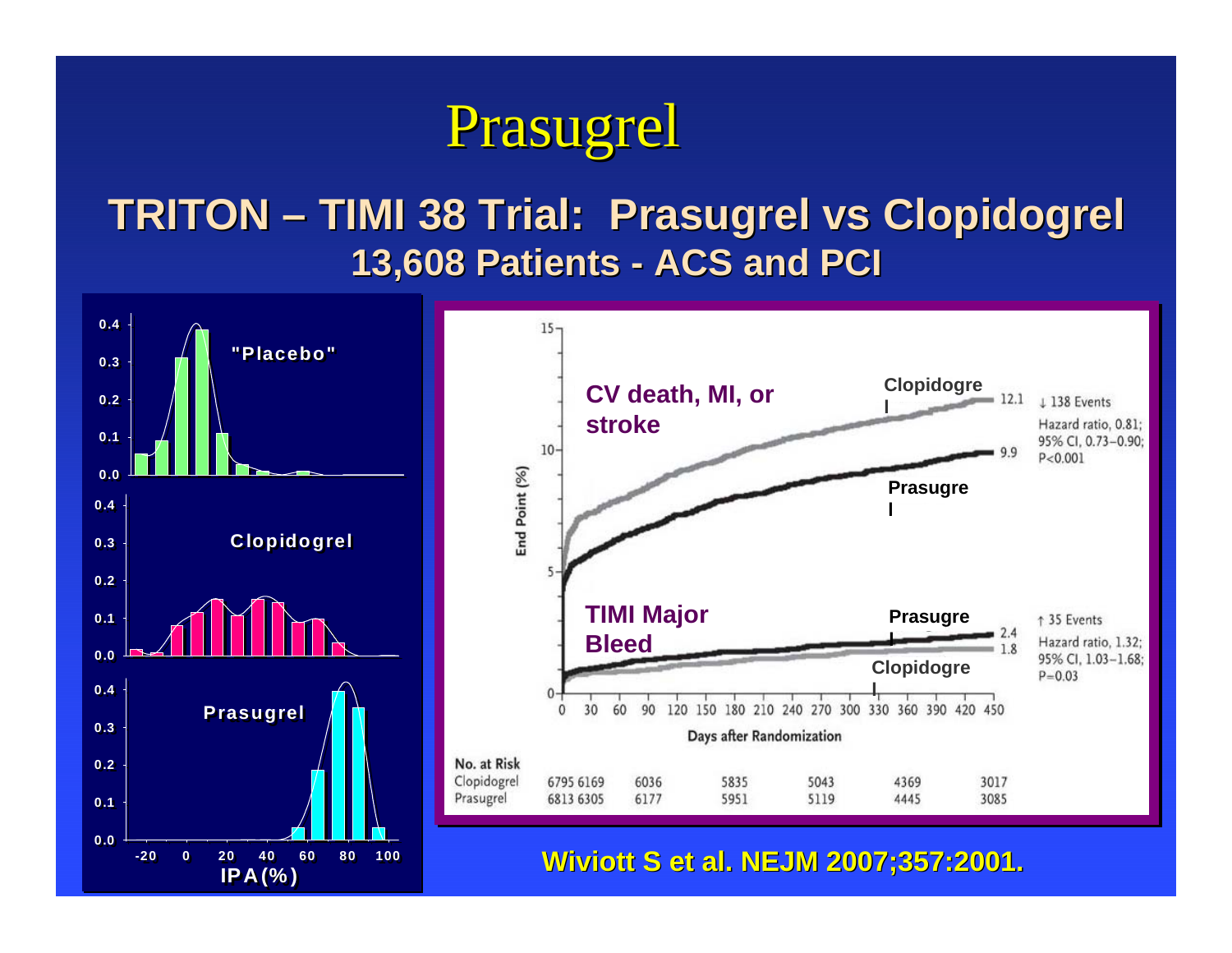# Prasugrel

## TRITON – TIMI 38 Trial: Prasugrel vs Clopidogrel

### 13,608 Patients - ACS and PCI

"Placebo"

Clopidogrel

Prasugrel

IPA(%)

CV death, MI, or stroke

Clopidogrel 12.1

Prasugrel 9.9

↓ 138 Events

Hazard ratio, 0.81; 95% CI, 0.73–0.90; P<0.001

TIMI Major Bleed

Prasugrel 2.4

Clopidogrel 1.8

↑ 35 Events

Hazard ratio, 1.32; 95% CI, 1.03–1.68; P=0.03

End Point (%)

Days after Randomization

| No. at Risk | 0 | 30 | 90 | 180 | 270 | 360 | 450 |
|---|---|---|---|---|---|---|---|
| Clopidogrel | 6795 | 6169 | 6036 | 5835 | 5043 | 4369 | 3017 |
| Prasugrel | 6813 | 6305 | 6177 | 5951 | 5119 | 4445 | 3085 |

Wiviott S et al. NEJM 2007;357:2001.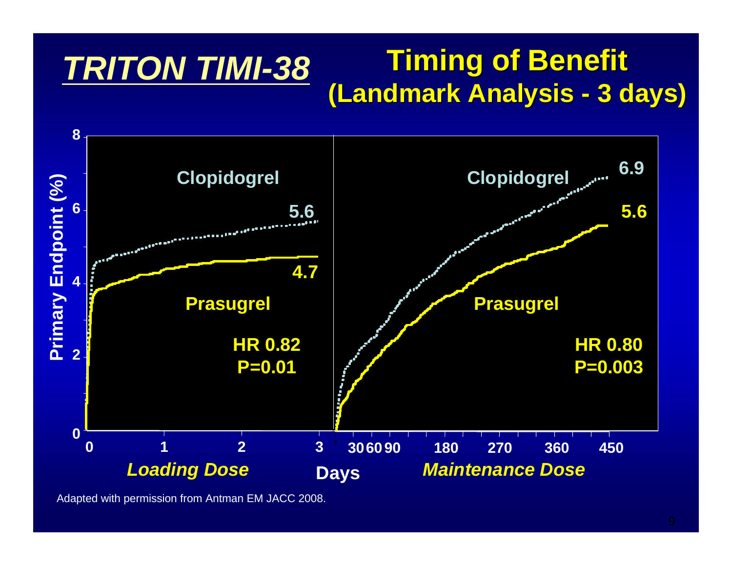# TRITON TIMI-38

## Timing of Benefit (Landmark Analysis - 3 days)

Primary Endpoint (%)

8
6
4
2
0

**Loading Dose** (Days 0–3)

- Clopidogrel: 5.6
- Prasugrel: 4.7
- HR 0.82, P=0.01

**Maintenance Dose** (Days 3–450)

- Clopidogrel: 6.9
- Prasugrel: 5.6
- HR 0.80, P=0.003

Days: 0, 1, 2, 3, 30, 60, 90, 180, 270, 360, 450

Adapted with permission from Antman EM JACC 2008.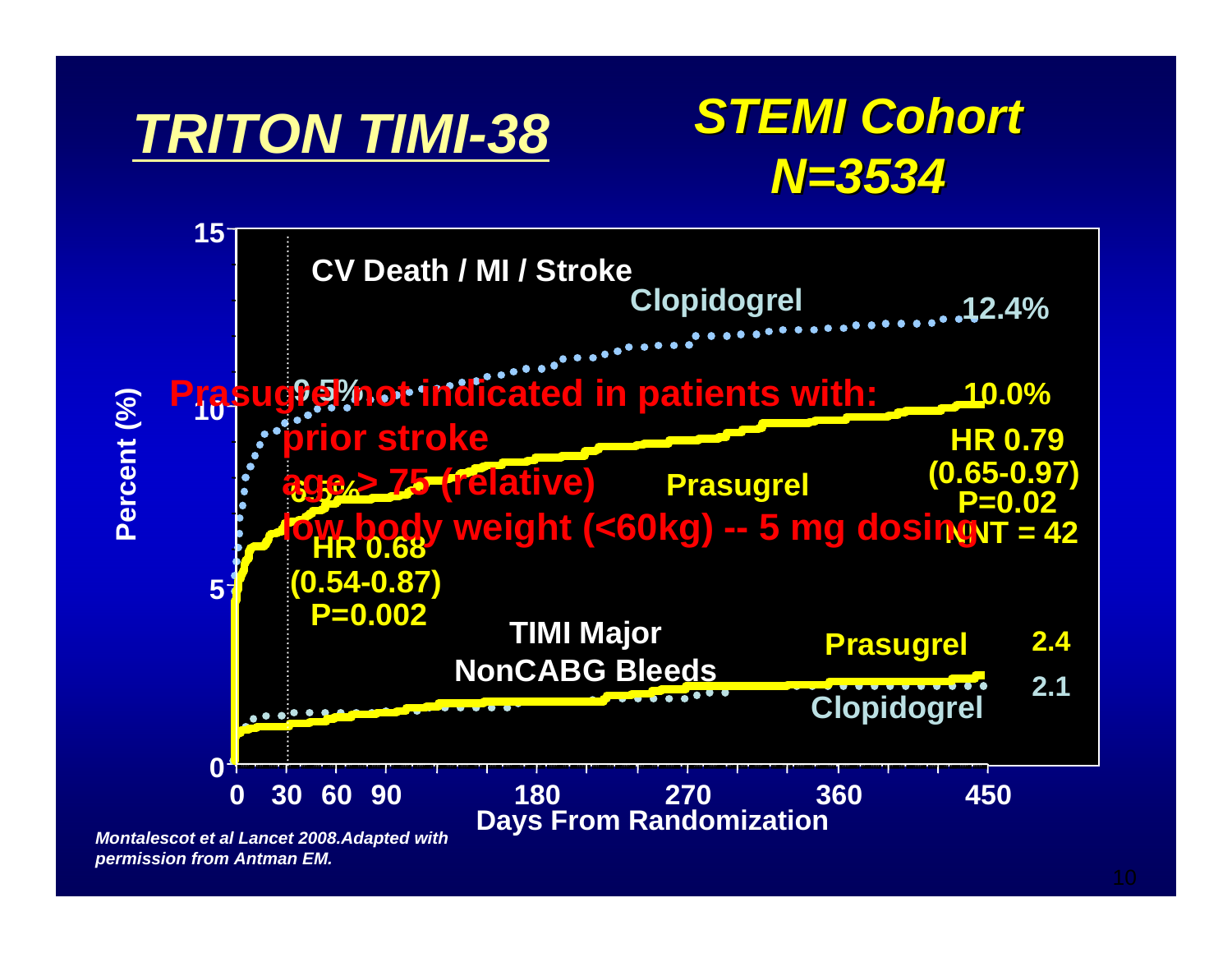# *TRITON TIMI-38*

## *STEMI Cohort N=3534*

**CV Death / MI / Stroke**

Clopidogrel 12.4%

Prasugrel 10.0%

9.5%

6.5%

HR 0.68 (0.54-0.87) P=0.002

HR 0.79 (0.65-0.97) P=0.02 NNT = 42

**TIMI Major NonCABG Bleeds**

Prasugrel 2.4

Clopidogrel 2.1

Percent (%): 0, 5, 10, 15

Days From Randomization: 0, 30, 60, 90, 180, 270, 360, 450

**Prasugrel not indicated in patients with:**

- **prior stroke**
- **age > 75 (relative)**
- **low body weight (<60kg) -- 5 mg dosing**

*Montalescot et al Lancet 2008.Adapted with permission from Antman EM.*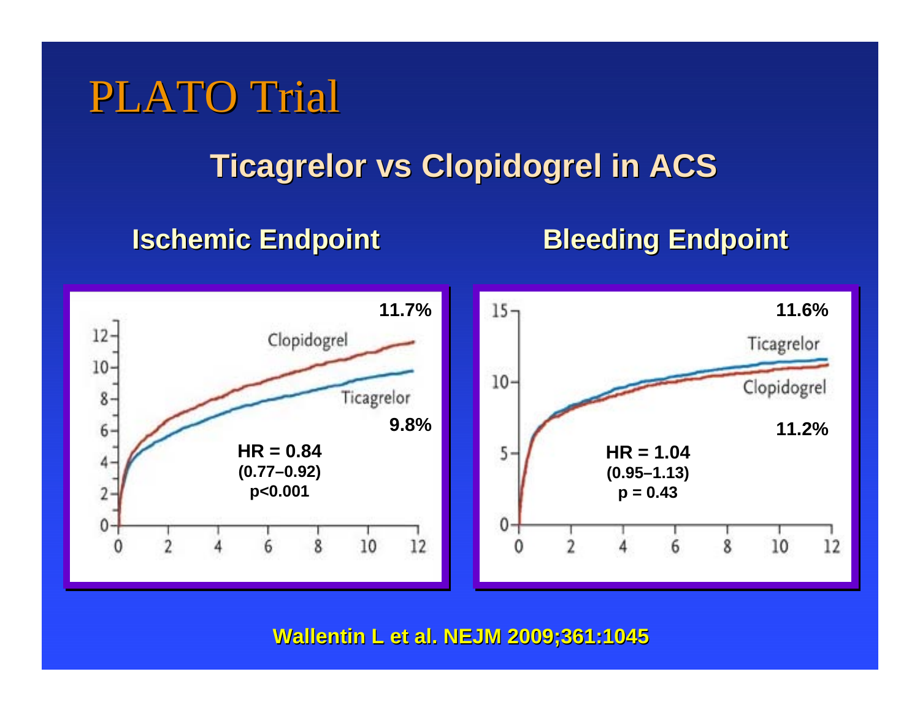# PLATO Trial

## Ticagrelor vs Clopidogrel in ACS

### Ischemic Endpoint

11.7%

Clopidogrel

Ticagrelor

9.8%

**HR = 0.84**
**(0.77–0.92)**
**p<0.001**

### Bleeding Endpoint

11.6%

Ticagrelor

Clopidogrel

11.2%

**HR = 1.04**
**(0.95–1.13)**
**p = 0.43**

Wallentin L et al. NEJM 2009;361:1045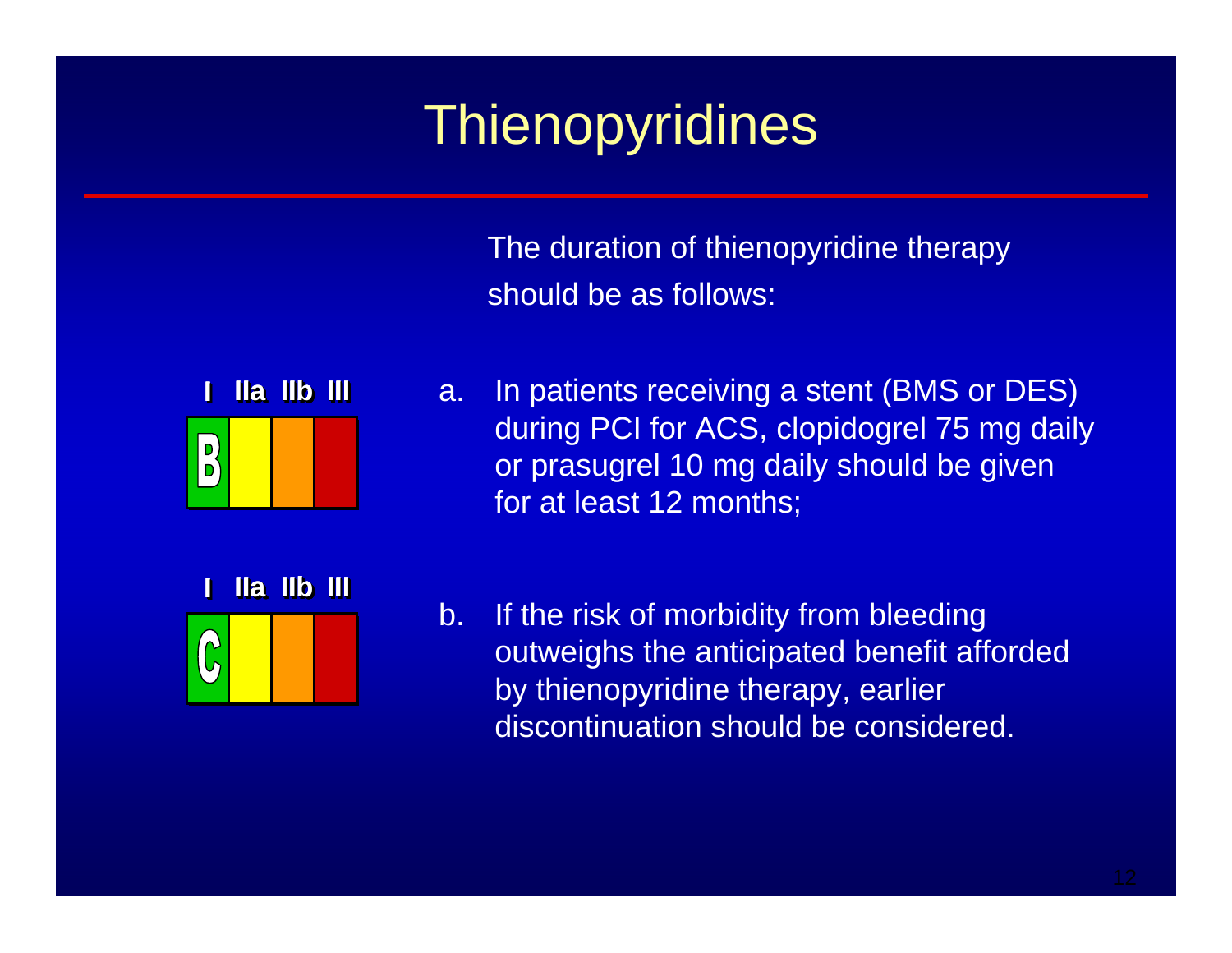# Thienopyridines

The duration of thienopyridine therapy should be as follows:

**I IIa IIb III** — **B**

a. In patients receiving a stent (BMS or DES) during PCI for ACS, clopidogrel 75 mg daily or prasugrel 10 mg daily should be given for at least 12 months;

**I IIa IIb III** — **C**

b. If the risk of morbidity from bleeding outweighs the anticipated benefit afforded by thienopyridine therapy, earlier discontinuation should be considered.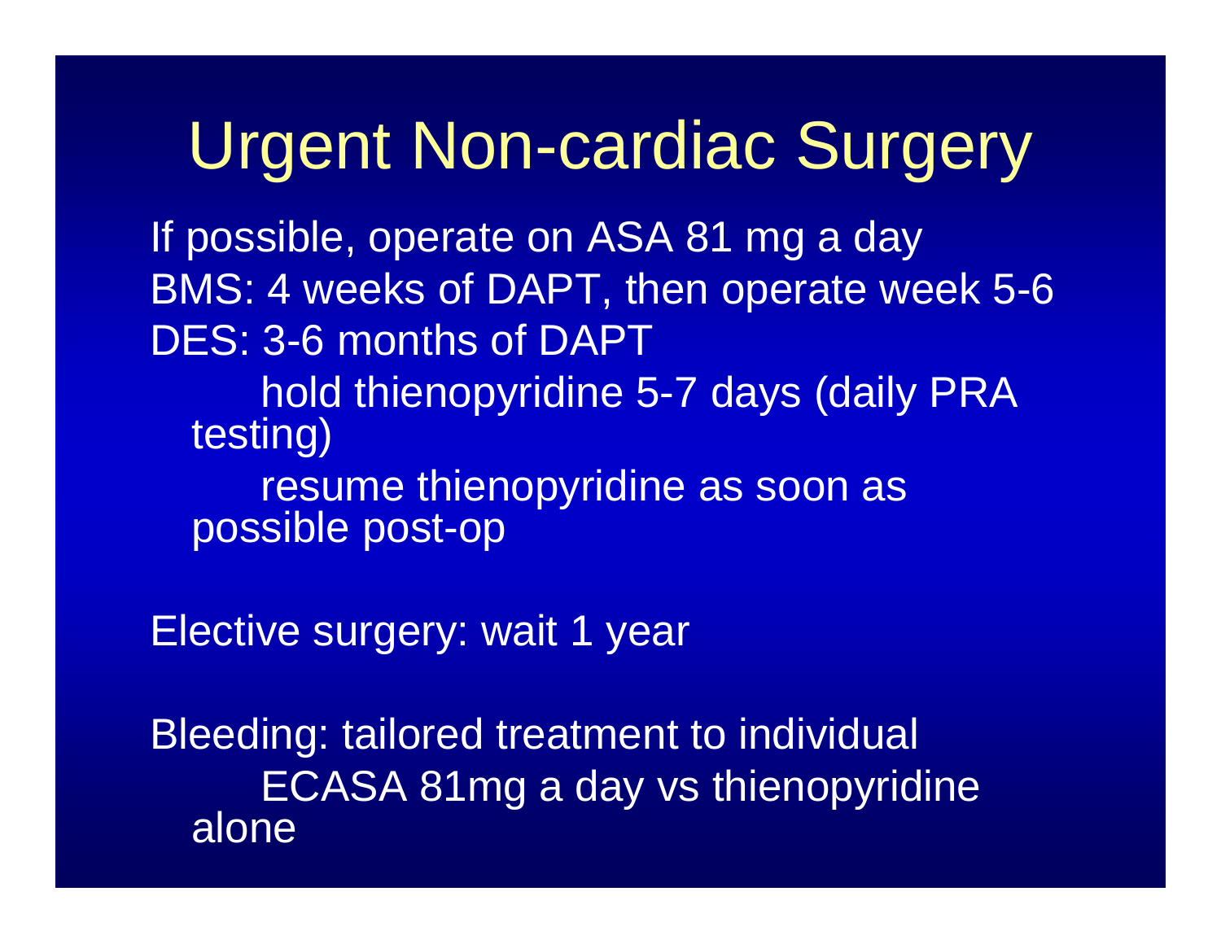# Urgent Non-cardiac Surgery

If possible, operate on ASA 81 mg a day

BMS: 4 weeks of DAPT, then operate week 5-6

DES: 3-6 months of DAPT

- hold thienopyridine 5-7 days (daily PRA testing)
- resume thienopyridine as soon as possible post-op

Elective surgery: wait 1 year

Bleeding: tailored treatment to individual

- ECASA 81mg a day vs thienopyridine alone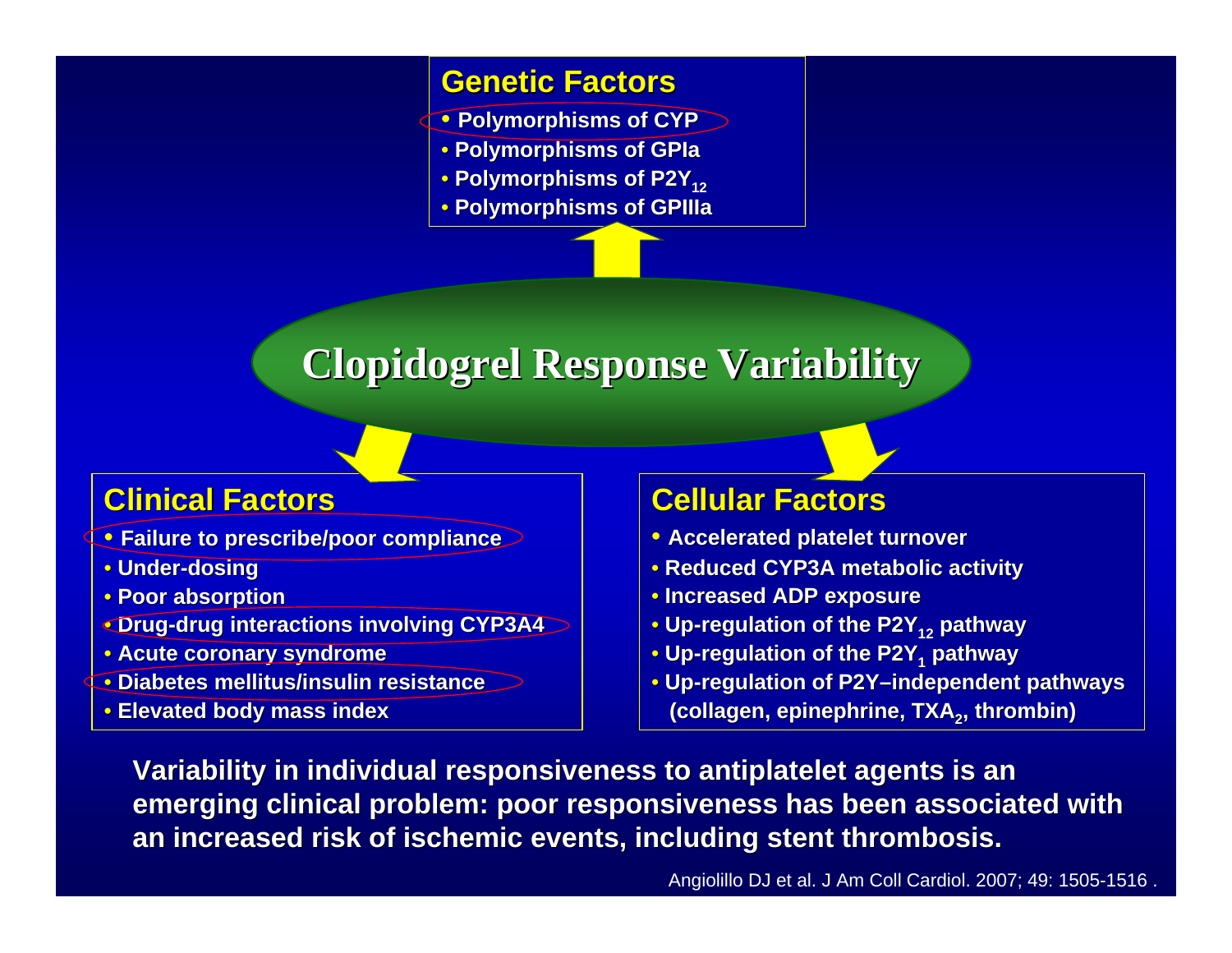# Clopidogrel Response Variability

## Genetic Factors

- Polymorphisms of CYP
- Polymorphisms of GPIa
- Polymorphisms of $P2Y_{12}$
- Polymorphisms of GPIIIa

## Clinical Factors

- Failure to prescribe/poor compliance
- Under-dosing
- Poor absorption
- Drug-drug interactions involving CYP3A4
- Acute coronary syndrome
- Diabetes mellitus/insulin resistance
- Elevated body mass index

## Cellular Factors

- Accelerated platelet turnover
- Reduced CYP3A metabolic activity
- Increased ADP exposure
- Up-regulation of the $P2Y_{12}$ pathway
- Up-regulation of the $P2Y_1$ pathway
- Up-regulation of P2Y–independent pathways (collagen, epinephrine, $TXA_2$, thrombin)

**Variability in individual responsiveness to antiplatelet agents is an emerging clinical problem: poor responsiveness has been associated with an increased risk of ischemic events, including stent thrombosis.**

Angiolillo DJ et al. J Am Coll Cardiol. 2007; 49: 1505-1516 .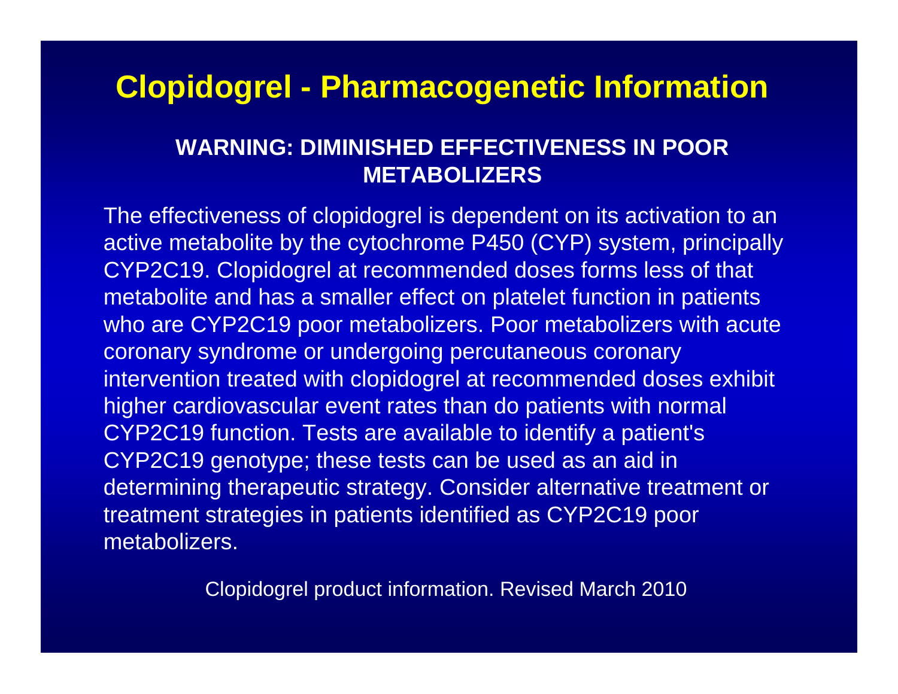# Clopidogrel - Pharmacogenetic Information

**WARNING: DIMINISHED EFFECTIVENESS IN POOR METABOLIZERS**

The effectiveness of clopidogrel is dependent on its activation to an active metabolite by the cytochrome P450 (CYP) system, principally CYP2C19. Clopidogrel at recommended doses forms less of that metabolite and has a smaller effect on platelet function in patients who are CYP2C19 poor metabolizers. Poor metabolizers with acute coronary syndrome or undergoing percutaneous coronary intervention treated with clopidogrel at recommended doses exhibit higher cardiovascular event rates than do patients with normal CYP2C19 function. Tests are available to identify a patient's CYP2C19 genotype; these tests can be used as an aid in determining therapeutic strategy. Consider alternative treatment or treatment strategies in patients identified as CYP2C19 poor metabolizers.

Clopidogrel product information. Revised March 2010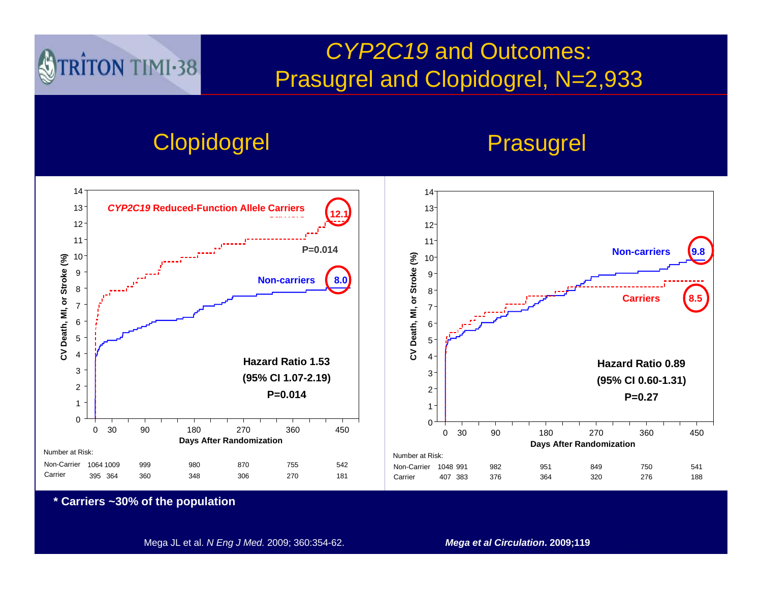# *CYP2C19* and Outcomes: Prasugrel and Clopidogrel, N=2,933

## Clopidogrel

*CYP2C19* **Reduced-Function Allele Carriers** — **12.1**

**Non-carriers** — **8.0**

**P=0.014**

**Hazard Ratio 1.53**
**(95% CI 1.07-2.19)**
**P=0.014**

CV Death, MI, or Stroke (%)

Days After Randomization

Number at Risk:

| | 0 | 30 | 90 | 180 | 270 | 360 | 450 |
|---|---|---|---|---|---|---|---|
| Non-Carrier | 1064 | 1009 | 999 | 980 | 870 | 755 | 542 |
| Carrier | 395 | 364 | 360 | 348 | 306 | 270 | 181 |

## Prasugrel

**Non-carriers** — **9.8**

**Carriers** — **8.5**

**Hazard Ratio 0.89**
**(95% CI 0.60-1.31)**
**P=0.27**

CV Death, MI, or Stroke (%)

Days After Randomization

Number at Risk:

| | 0 | 30 | 90 | 180 | 270 | 360 | 450 |
|---|---|---|---|---|---|---|---|
| Non-Carrier | 1048 | 991 | 982 | 951 | 849 | 750 | 541 |
| Carrier | 407 | 383 | 376 | 364 | 320 | 276 | 188 |

**\* Carriers ~30% of the population**

Mega JL et al. *N Eng J Med.* 2009; 360:354-62.

***Mega et al Circulation*. 2009;119**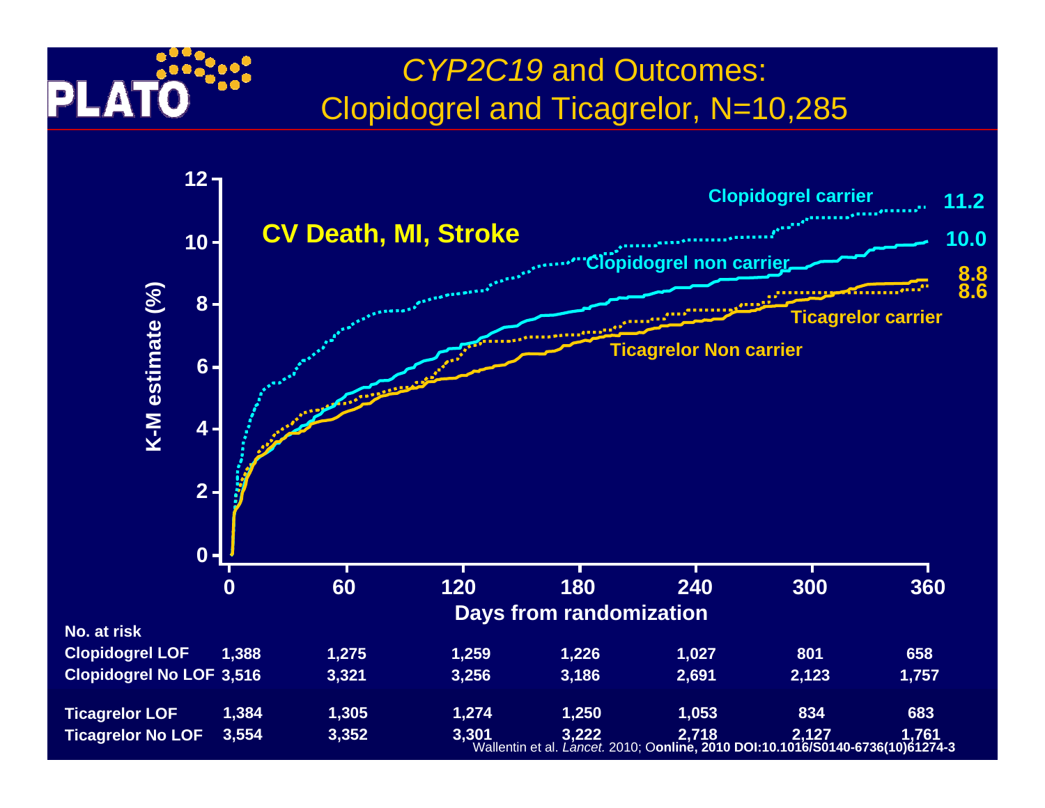# *CYP2C19* and Outcomes: Clopidogrel and Ticagrelor, N=10,285

**CV Death, MI, Stroke**

K-M estimate (%)

Clopidogrel carrier 11.2

Clopidogrel non carrier 10.0

Ticagrelor carrier 8.8

Ticagrelor Non carrier 8.6

Days from randomization

| No. at risk | 0 | 60 | 120 | 180 | 240 | 300 | 360 |
|---|---|---|---|---|---|---|---|
| Clopidogrel LOF | 1,388 | 1,275 | 1,259 | 1,226 | 1,027 | 801 | 658 |
| Clopidogrel No LOF | 3,516 | 3,321 | 3,256 | 3,186 | 2,691 | 2,123 | 1,757 |
| Ticagrelor LOF | 1,384 | 1,305 | 1,274 | 1,250 | 1,053 | 834 | 683 |
| Ticagrelor No LOF | 3,554 | 3,352 | 3,301 | 3,222 | 2,718 | 2,127 | 1,761 |

Wallentin et al. *Lancet.* 2010; O**online, 2010 DOI:10.1016/S0140-6736(10)61274-3**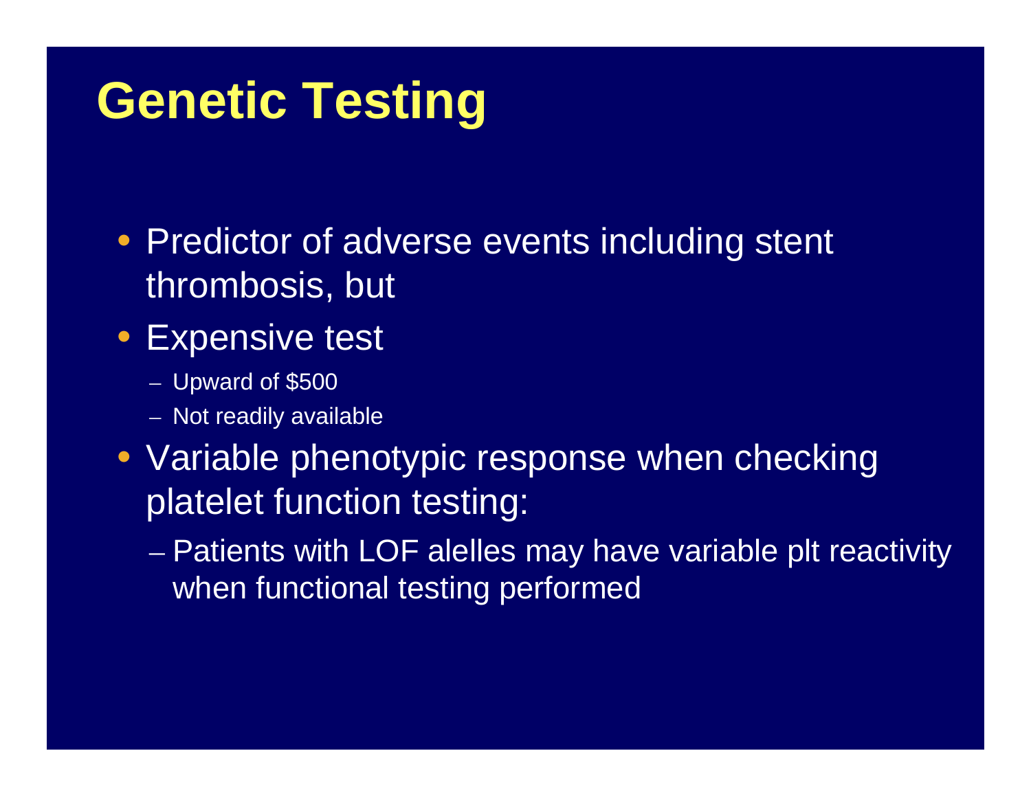# Genetic Testing

- Predictor of adverse events including stent thrombosis, but
- Expensive test
  - Upward of $500
  - Not readily available
- Variable phenotypic response when checking platelet function testing:
  - Patients with LOF alelles may have variable plt reactivity when functional testing performed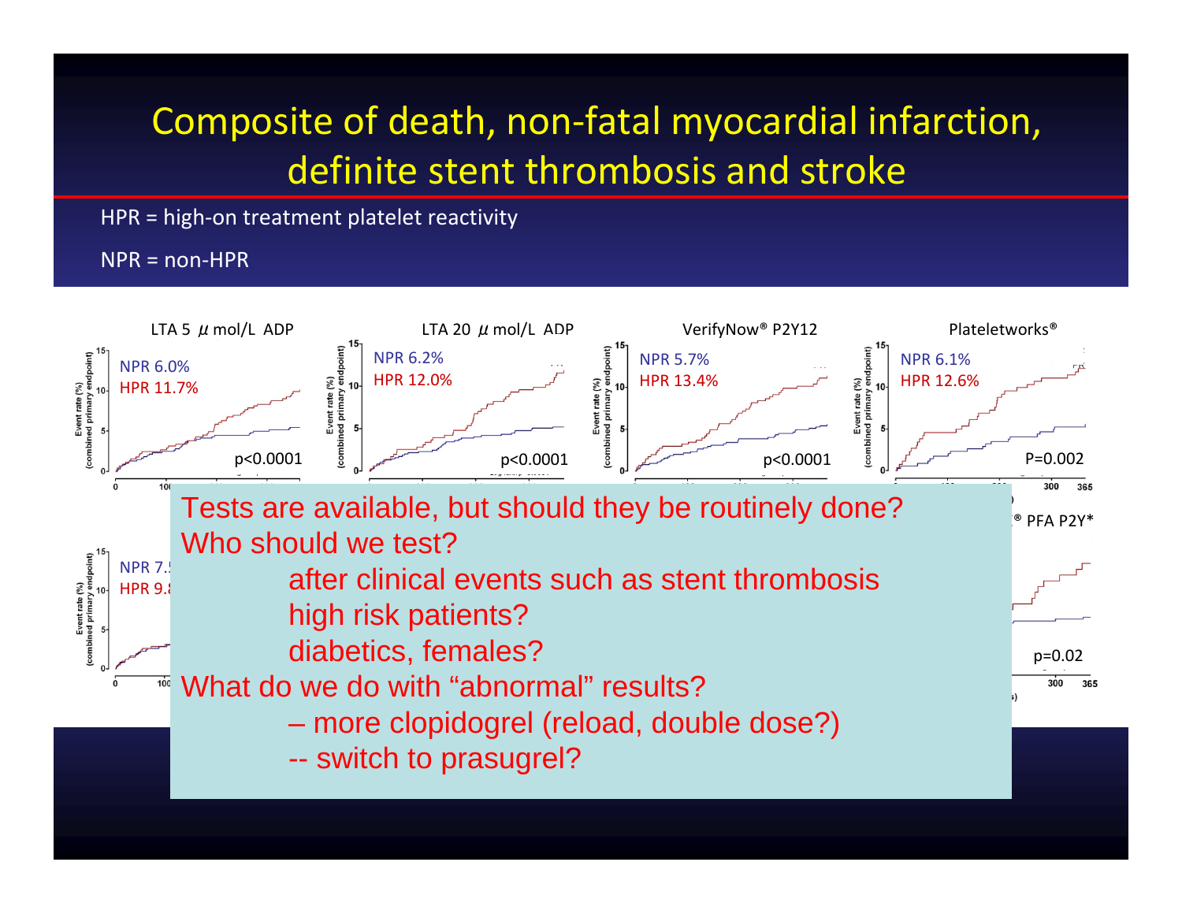# Composite of death, non-fatal myocardial infarction, definite stent thrombosis and stroke

HPR = high-on treatment platelet reactivity

NPR = non-HPR

LTA 5 μmol/L ADP

NPR 6.0%
HPR 11.7%
p<0.0001

LTA 20 μmol/L ADP

NPR 6.2%
HPR 12.0%
p<0.0001

VerifyNow® P2Y12

NPR 5.7%
HPR 13.4%
p<0.0001

Plateletworks®

NPR 6.1%
HPR 12.6%
P=0.002

NPR 7.5
HPR 9.8

® PFA P2Y*

p=0.02

Tests are available, but should they be routinely done?

Who should we test?

- after clinical events such as stent thrombosis
- high risk patients?
- diabetics, females?

What do we do with "abnormal" results?

- – more clopidogrel (reload, double dose?)
- -- switch to prasugrel?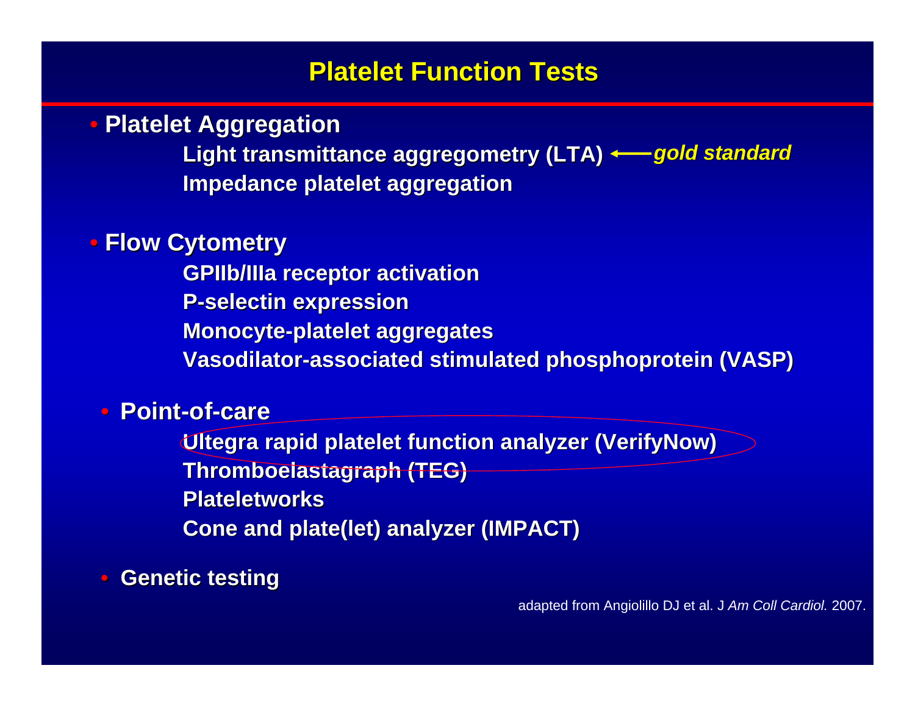# Platelet Function Tests

- **Platelet Aggregation**
  - **Light transmittance aggregometry (LTA)** ← *gold standard*
  - **Impedance platelet aggregation**
- **Flow Cytometry**
  - **GPIIb/IIIa receptor activation**
  - **P-selectin expression**
  - **Monocyte-platelet aggregates**
  - **Vasodilator-associated stimulated phosphoprotein (VASP)**
- **Point-of-care**
  - **Ultegra rapid platelet function analyzer (VerifyNow)**
  - **Thromboelastagraph (TEG)**
  - **Plateletworks**
  - **Cone and plate(let) analyzer (IMPACT)**
- **Genetic testing**

adapted from Angiolillo DJ et al. J *Am Coll Cardiol.* 2007.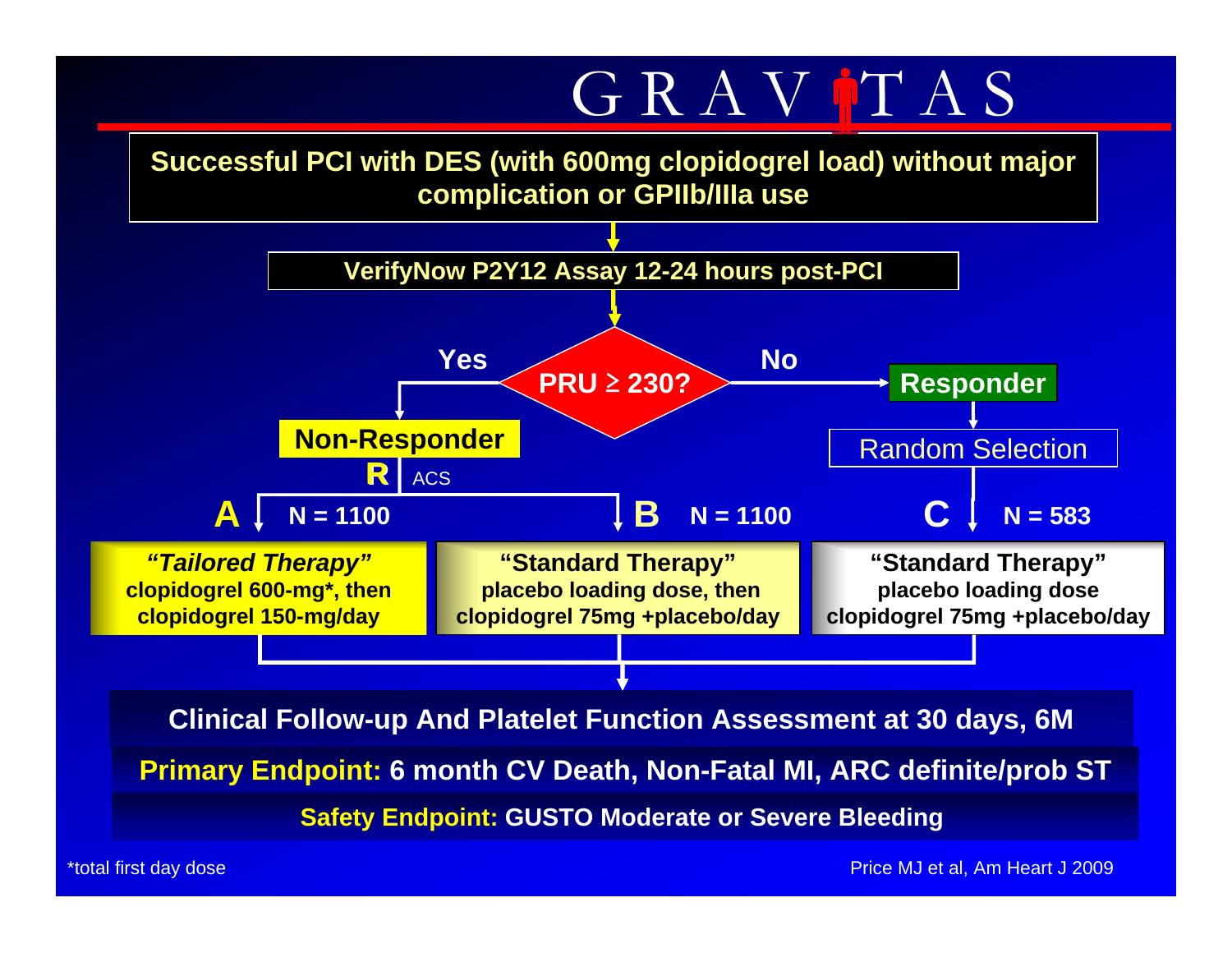# GRAVITAS

**Successful PCI with DES (with 600mg clopidogrel load) without major complication or GPIIb/IIIa use**

↓

**VerifyNow P2Y12 Assay 12-24 hours post-PCI**

↓

**PRU ≥ 230?**

- **Yes** → **Non-Responder** → **R** (ACS)
  - **A** — N = 1100: ***"Tailored Therapy"*** **clopidogrel 600-mg\*, then clopidogrel 150-mg/day**
  - **B** — N = 1100: **"Standard Therapy" placebo loading dose, then clopidogrel 75mg +placebo/day**
- **No** → **Responder** → Random Selection
  - **C** — N = 583: **"Standard Therapy" placebo loading dose clopidogrel 75mg +placebo/day**

↓

**Clinical Follow-up And Platelet Function Assessment at 30 days, 6M**

**Primary Endpoint: 6 month CV Death, Non-Fatal MI, ARC definite/prob ST**

**Safety Endpoint: GUSTO Moderate or Severe Bleeding**

\*total first day dose

Price MJ et al, Am Heart J 2009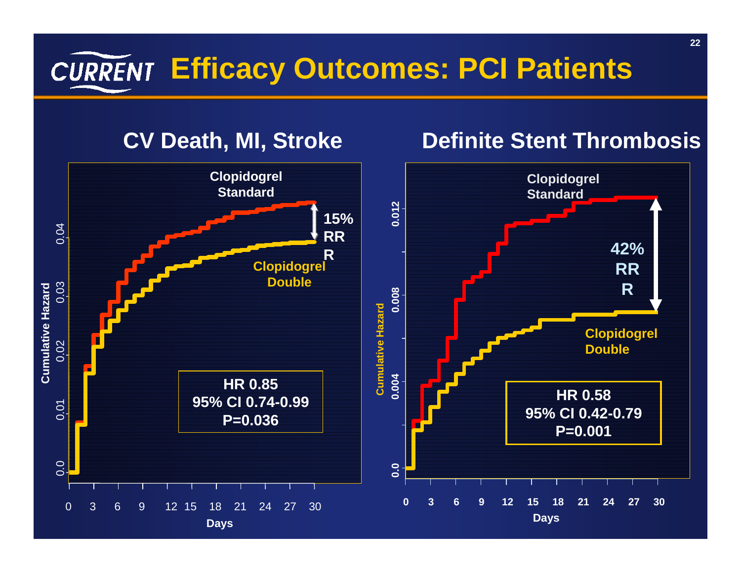# CURRENT Efficacy Outcomes: PCI Patients

## CV Death, MI, Stroke

Clopidogrel Standard

15% RRR

Clopidogrel Double

HR 0.85
95% CI 0.74-0.99
P=0.036

Cumulative Hazard: 0.0, 0.01, 0.02, 0.03, 0.04

Days: 0, 3, 6, 9, 12, 15, 18, 21, 24, 27, 30

## Definite Stent Thrombosis

Clopidogrel Standard

42% RRR

Clopidogrel Double

HR 0.58
95% CI 0.42-0.79
P=0.001

Cumulative Hazard: 0.0, 0.004, 0.008, 0.012

Days: 0, 3, 6, 9, 12, 15, 18, 21, 24, 27, 30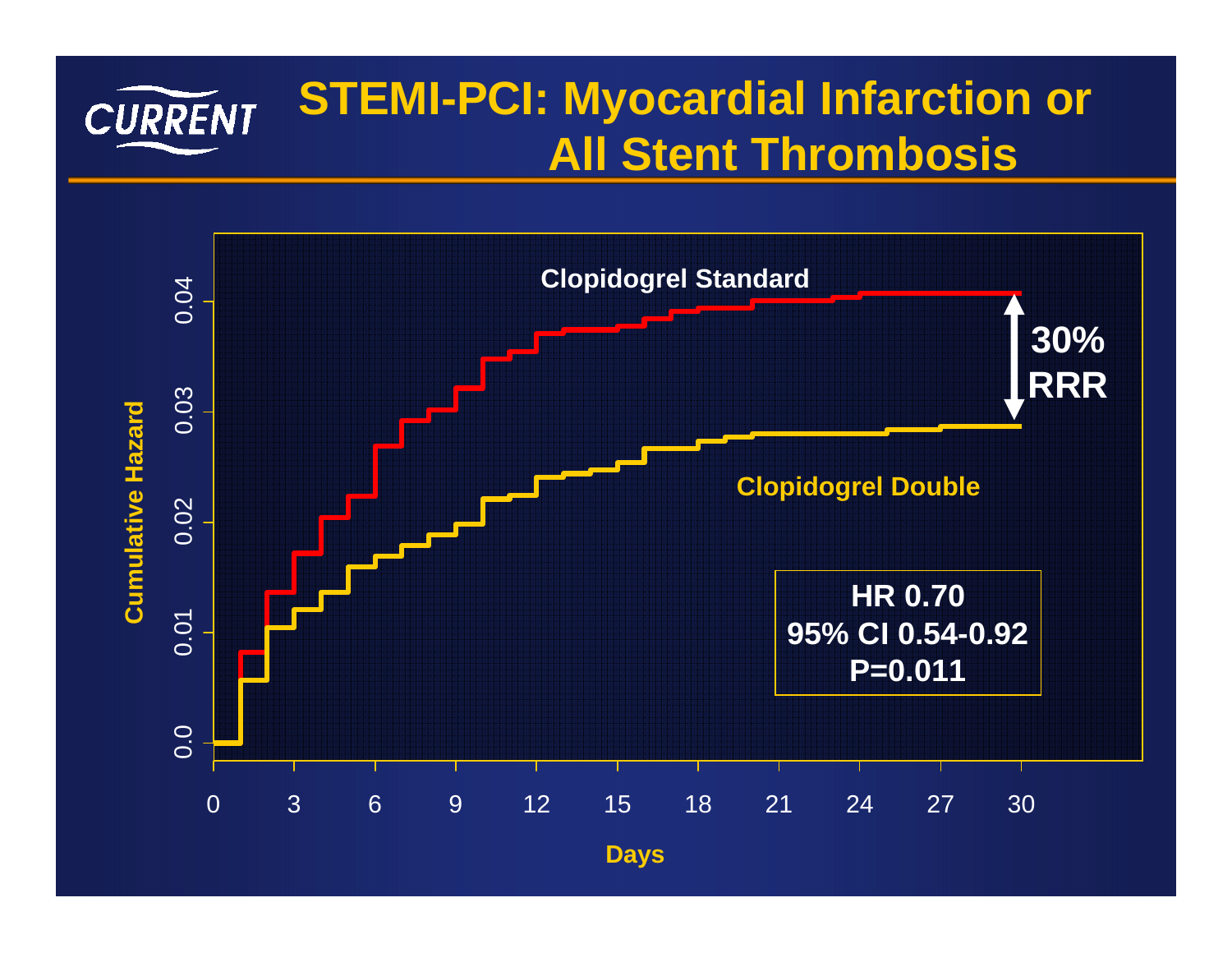# STEMI-PCI: Myocardial Infarction or All Stent Thrombosis

CURRENT

Clopidogrel Standard

Clopidogrel Double

30% RRR

HR 0.70
95% CI 0.54-0.92
P=0.011

Cumulative Hazard

Days

0.0, 0.01, 0.02, 0.03, 0.04

0, 3, 6, 9, 12, 15, 18, 21, 24, 27, 30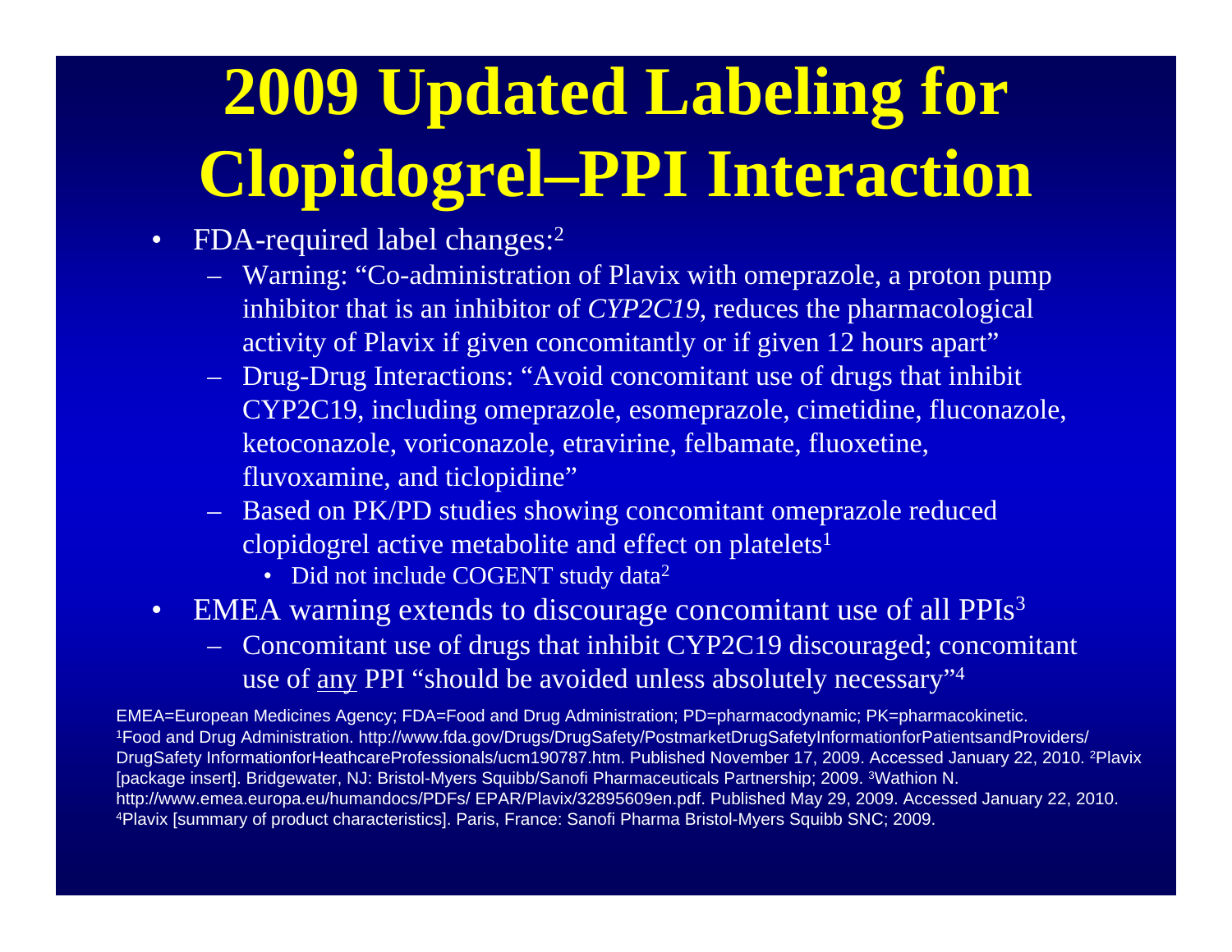# 2009 Updated Labeling for Clopidogrel–PPI Interaction

- FDA-required label changes:[2]
  - Warning: "Co-administration of Plavix with omeprazole, a proton pump inhibitor that is an inhibitor of *CYP2C19*, reduces the pharmacological activity of Plavix if given concomitantly or if given 12 hours apart"
  - Drug-Drug Interactions: "Avoid concomitant use of drugs that inhibit CYP2C19, including omeprazole, esomeprazole, cimetidine, fluconazole, ketoconazole, voriconazole, etravirine, felbamate, fluoxetine, fluvoxamine, and ticlopidine"
  - Based on PK/PD studies showing concomitant omeprazole reduced clopidogrel active metabolite and effect on platelets[1]
    - Did not include COGENT study data[2]
- EMEA warning extends to discourage concomitant use of all PPIs[3]
  - Concomitant use of drugs that inhibit CYP2C19 discouraged; concomitant use of <u>any</u> PPI "should be avoided unless absolutely necessary"[4]

EMEA=European Medicines Agency; FDA=Food and Drug Administration; PD=pharmacodynamic; PK=pharmacokinetic.
[1]Food and Drug Administration. http://www.fda.gov/Drugs/DrugSafety/PostmarketDrugSafetyInformationforPatientsandProviders/DrugSafety InformationforHeathcareProfessionals/ucm190787.htm. Published November 17, 2009. Accessed January 22, 2010. [2]Plavix [package insert]. Bridgewater, NJ: Bristol-Myers Squibb/Sanofi Pharmaceuticals Partnership; 2009. [3]Wathion N. http://www.emea.europa.eu/humandocs/PDFs/ EPAR/Plavix/32895609en.pdf. Published May 29, 2009. Accessed January 22, 2010. [4]Plavix [summary of product characteristics]. Paris, France: Sanofi Pharma Bristol-Myers Squibb SNC; 2009.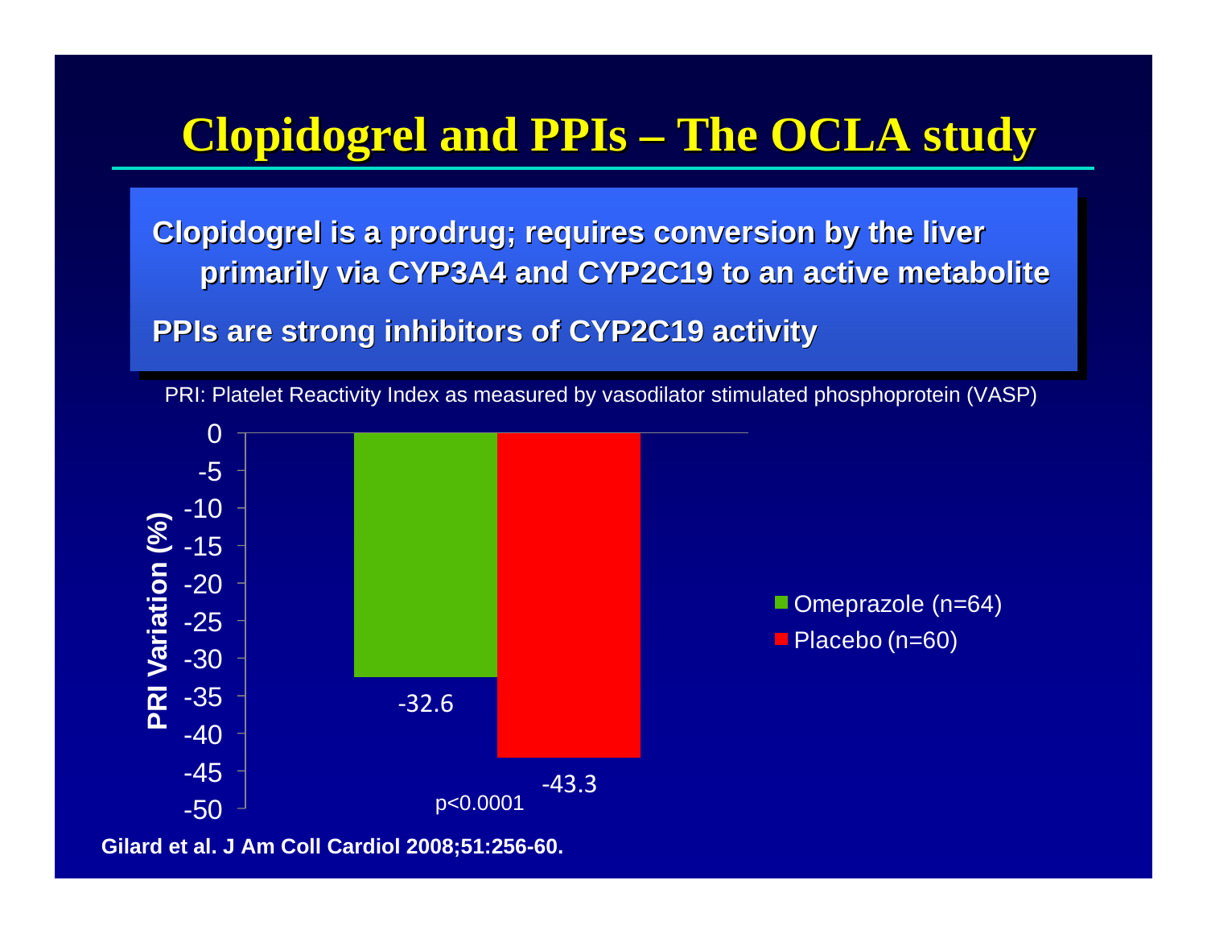# Clopidogrel and PPIs – The OCLA study

**Clopidogrel is a prodrug; requires conversion by the liver primarily via CYP3A4 and CYP2C19 to an active metabolite**

**PPIs are strong inhibitors of CYP2C19 activity**

PRI: Platelet Reactivity Index as measured by vasodilator stimulated phosphoprotein (VASP)

| Group | PRI Variation (%) |
|---|---|
| Omeprazole (n=64) | -32.6 |
| Placebo (n=60) | -43.3 |

$p<0.0001$

**Gilard et al. J Am Coll Cardiol 2008;51:256-60.**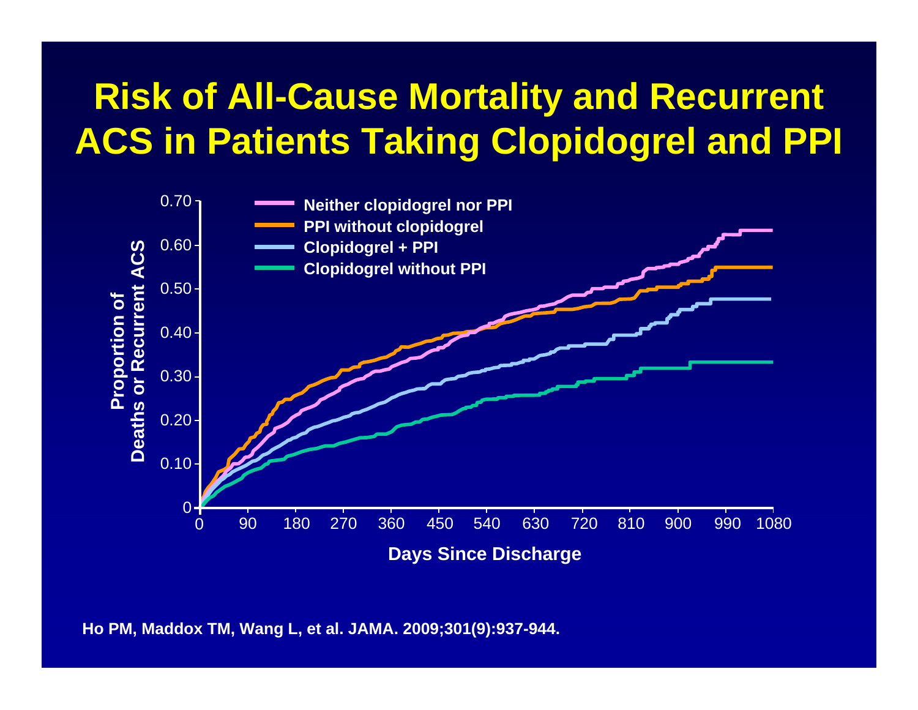# Risk of All-Cause Mortality and Recurrent ACS in Patients Taking Clopidogrel and PPI

Ho PM, Maddox TM, Wang L, et al. JAMA. 2009;301(9):937-944.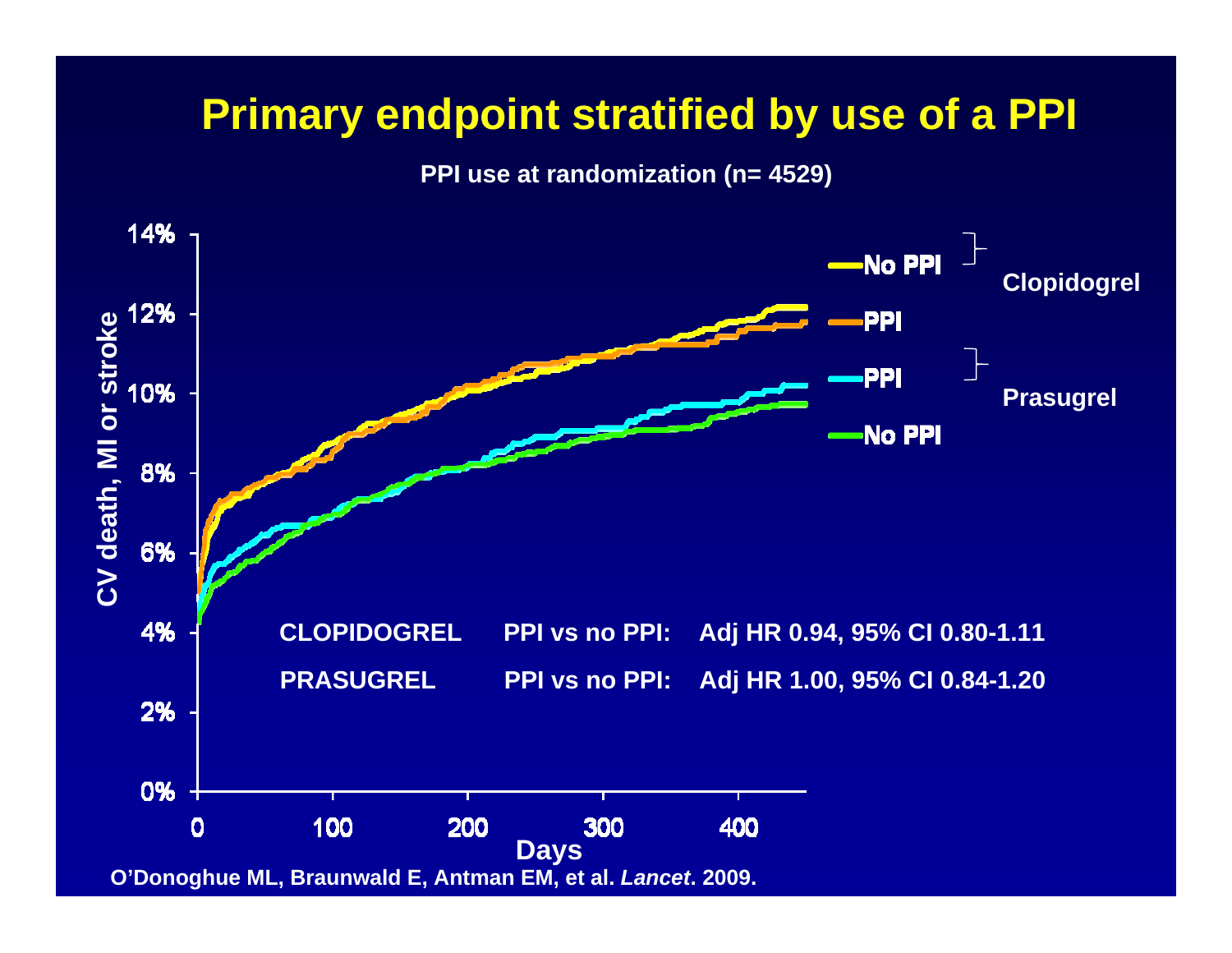# Primary endpoint stratified by use of a PPI

**PPI use at randomization (n= 4529)**

| | | |
|---|---|---|
| **CLOPIDOGREL** | **PPI vs no PPI:** | **Adj HR 0.94, 95% CI 0.80-1.11** |
| **PRASUGREL** | **PPI vs no PPI:** | **Adj HR 1.00, 95% CI 0.84-1.20** |

Y-axis: CV death, MI or stroke (0%–14%)

X-axis: Days (0–400)

Legend:
- Clopidogrel: No PPI, PPI
- Prasugrel: PPI, No PPI

O'Donoghue ML, Braunwald E, Antman EM, et al. *Lancet*. 2009.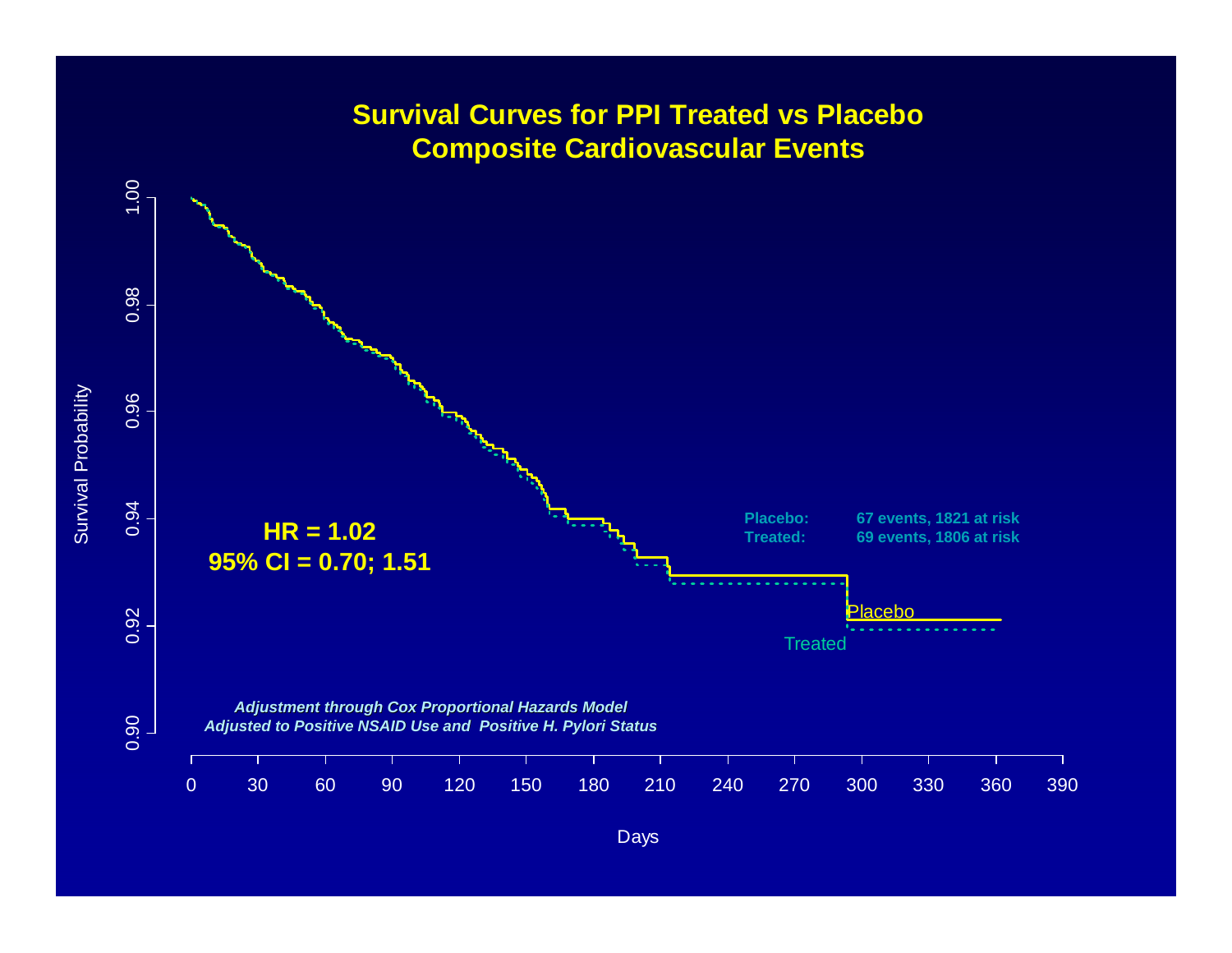# Survival Curves for PPI Treated vs Placebo
# Composite Cardiovascular Events

Survival Probability

1.00
0.98
0.96
0.94
0.92
0.90

**HR = 1.02**
**95% CI = 0.70; 1.51**

**Placebo:** **67 events, 1821 at risk**
**Treated:** **69 events, 1806 at risk**

Placebo

Treated

***Adjustment through Cox Proportional Hazards Model***
***Adjusted to Positive NSAID Use and Positive H. Pylori Status***

0 30 60 90 120 150 180 210 240 270 300 330 360 390

Days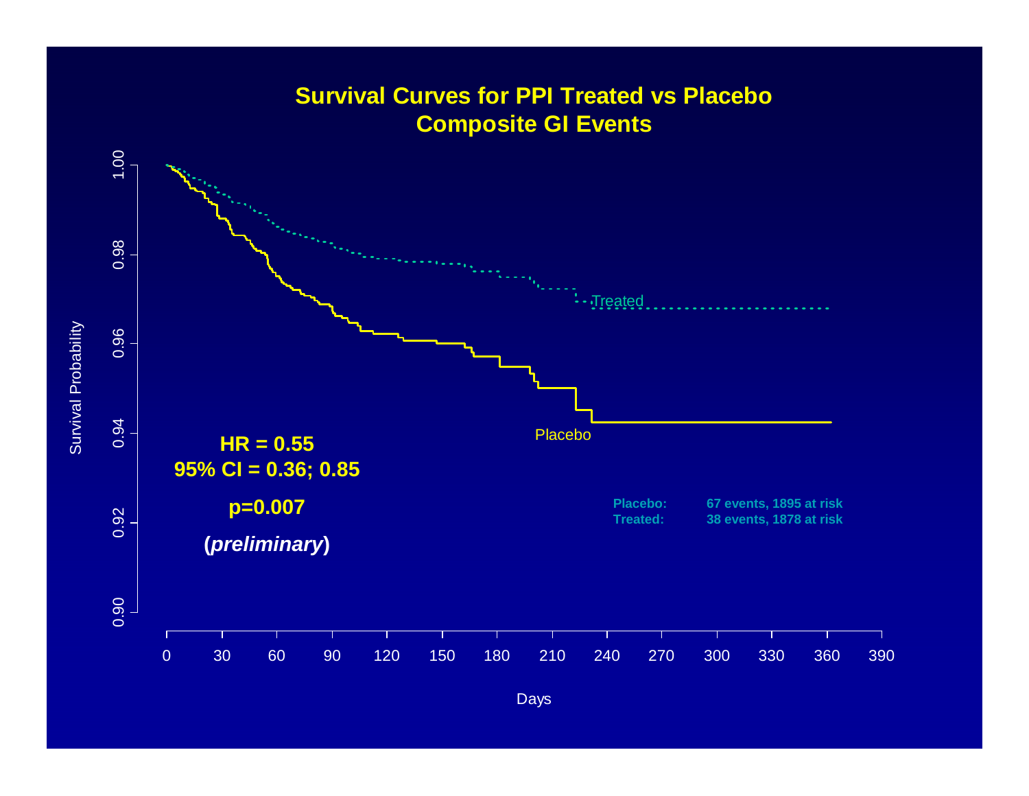# Survival Curves for PPI Treated vs Placebo
## Composite GI Events

**HR = 0.55**
**95% CI = 0.36; 0.85**

**p=0.007**

**(*preliminary*)**

| | |
|---|---|
| **Placebo:** | **67 events, 1895 at risk** |
| **Treated:** | **38 events, 1878 at risk** |

Survival Probability

Days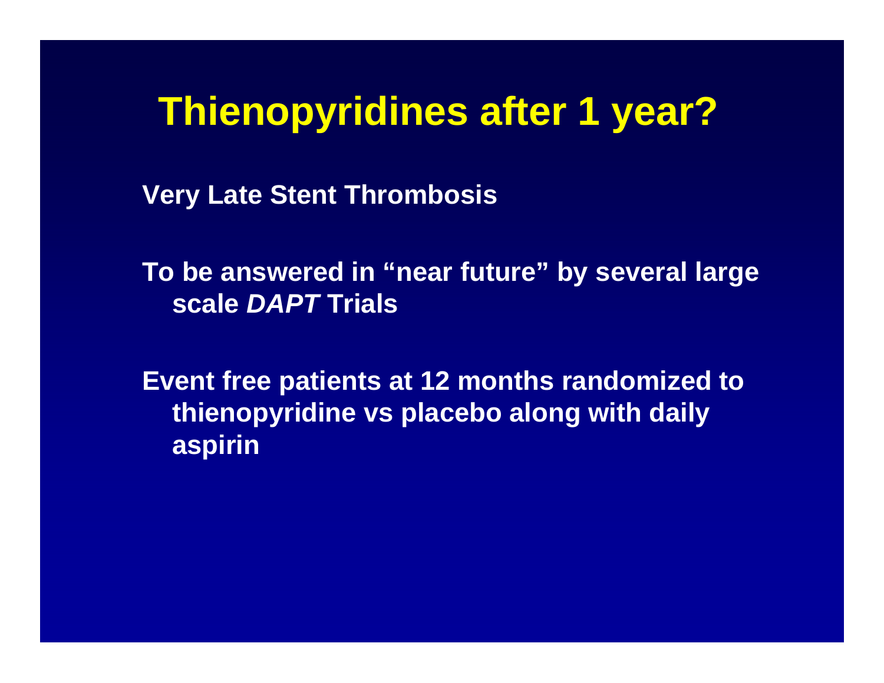# Thienopyridines after 1 year?

**Very Late Stent Thrombosis**

**To be answered in "near future" by several large scale *DAPT* Trials**

**Event free patients at 12 months randomized to thienopyridine vs placebo along with daily aspirin**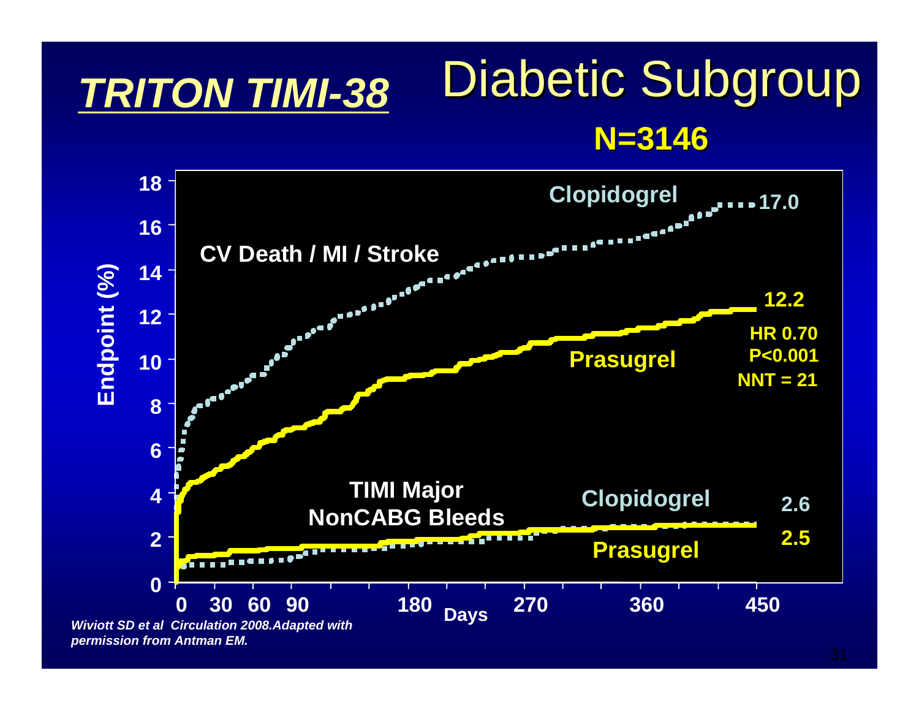# *TRITON TIMI-38* Diabetic Subgroup

**N=3146**

**CV Death / MI / Stroke**

- Clopidogrel: 17.0
- Prasugrel: 12.2

**HR 0.70**
**P<0.001**
**NNT = 21**

**TIMI Major NonCABG Bleeds**

- Clopidogrel: 2.6
- Prasugrel: 2.5

Endpoint (%): 0, 2, 4, 6, 8, 10, 12, 14, 16, 18

Days: 0, 30, 60, 90, 180, 270, 360, 450

*Wiviott SD et al Circulation 2008.Adapted with permission from Antman EM.*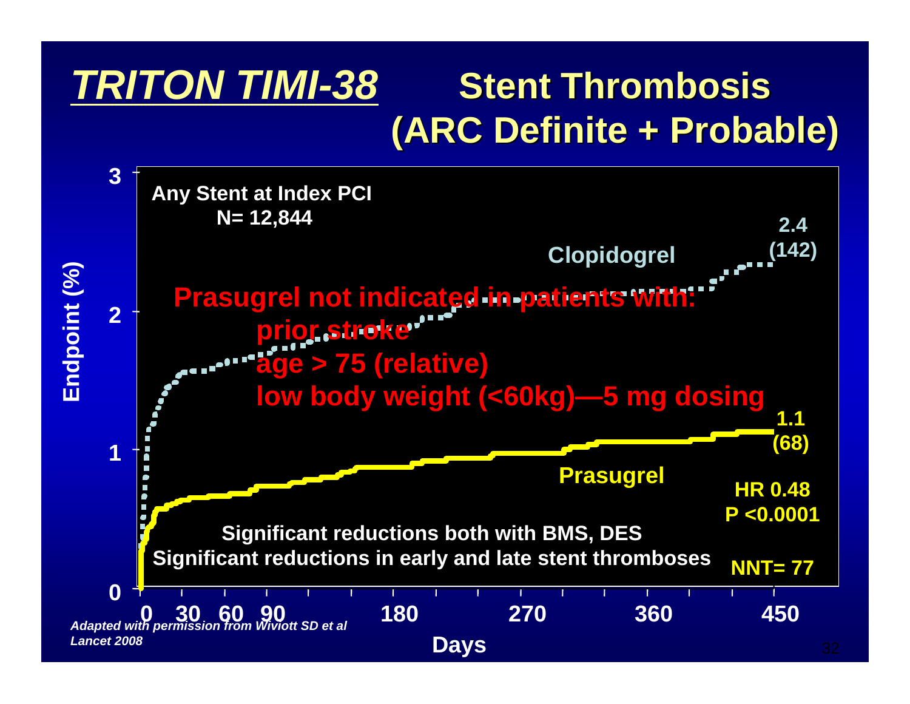# *TRITON TIMI-38* Stent Thrombosis (ARC Definite + Probable)

Any Stent at Index PCI
N= 12,844

Endpoint (%)

3
2
1
0

Clopidogrel

2.4
(142)

**Prasugrel not indicated in patients with:**
**prior stroke**
**age > 75 (relative)**
**low body weight (<60kg)—5 mg dosing**

1.1
(68)

Prasugrel

HR 0.48
P <0.0001

Significant reductions both with BMS, DES
Significant reductions in early and late stent thromboses

NNT= 77

0 30 60 90 180 270 360 450

Days

*Adapted with permission from Wiviott SD et al Lancet 2008*